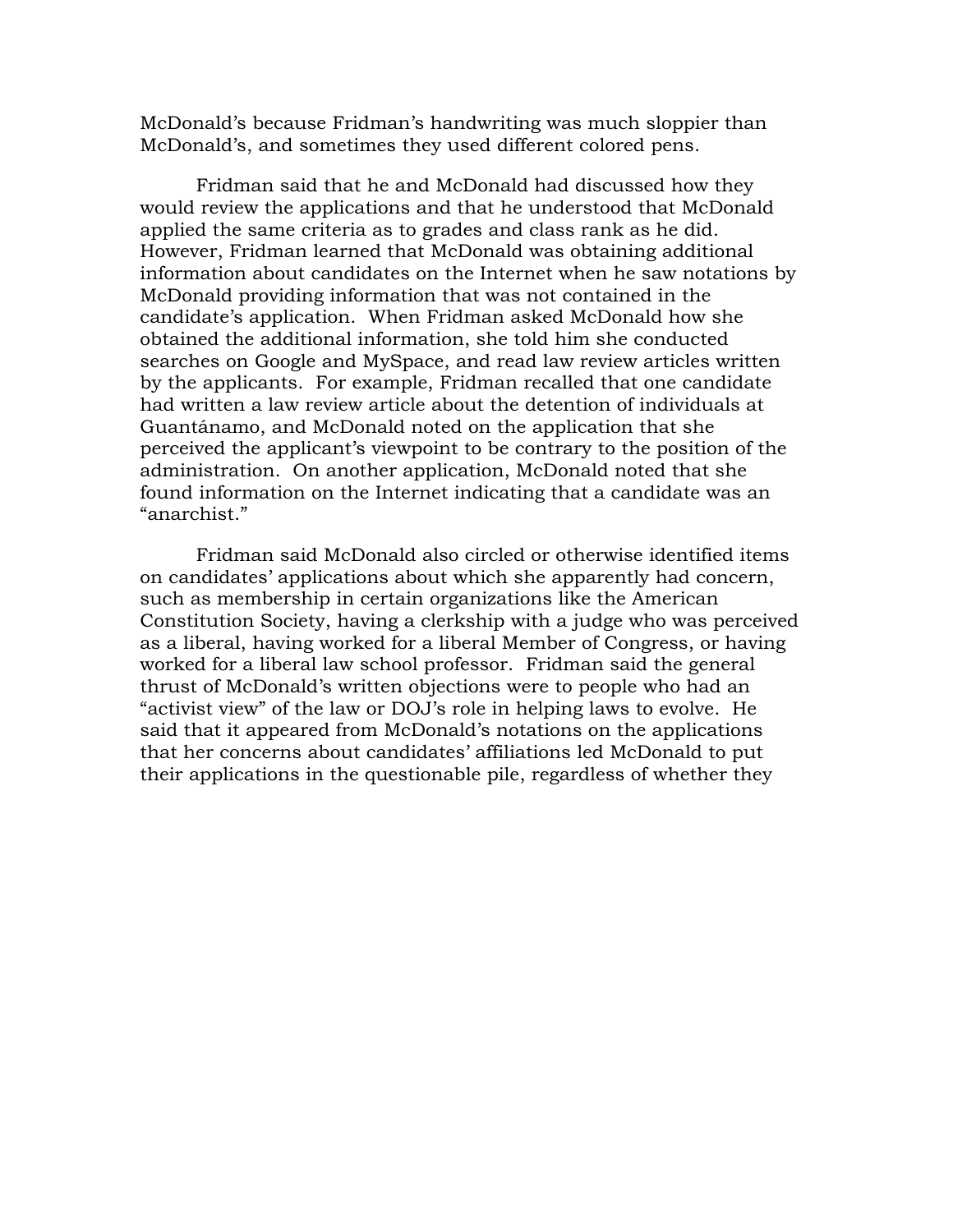McDonald's because Fridman's handwriting was much sloppier than McDonald's, and sometimes they used different colored pens.

Fridman said that he and McDonald had discussed how they would review the applications and that he understood that McDonald applied the same criteria as to grades and class rank as he did. However, Fridman learned that McDonald was obtaining additional information about candidates on the Internet when he saw notations by McDonald providing information that was not contained in the candidate's application. When Fridman asked McDonald how she obtained the additional information, she told him she conducted searches on Google and MySpace, and read law review articles written by the applicants. For example, Fridman recalled that one candidate had written a law review article about the detention of individuals at Guantánamo, and McDonald noted on the application that she perceived the applicant's viewpoint to be contrary to the position of the administration. On another application, McDonald noted that she found information on the Internet indicating that a candidate was an "anarchist."

Fridman said McDonald also circled or otherwise identified items on candidates' applications about which she apparently had concern, such as membership in certain organizations like the American Constitution Society, having a clerkship with a judge who was perceived as a liberal, having worked for a liberal Member of Congress, or having worked for a liberal law school professor. Fridman said the general thrust of McDonald's written objections were to people who had an "activist view" of the law or DOJ's role in helping laws to evolve. He said that it appeared from McDonald's notations on the applications that her concerns about candidates' affiliations led McDonald to put their applications in the questionable pile, regardless of whether they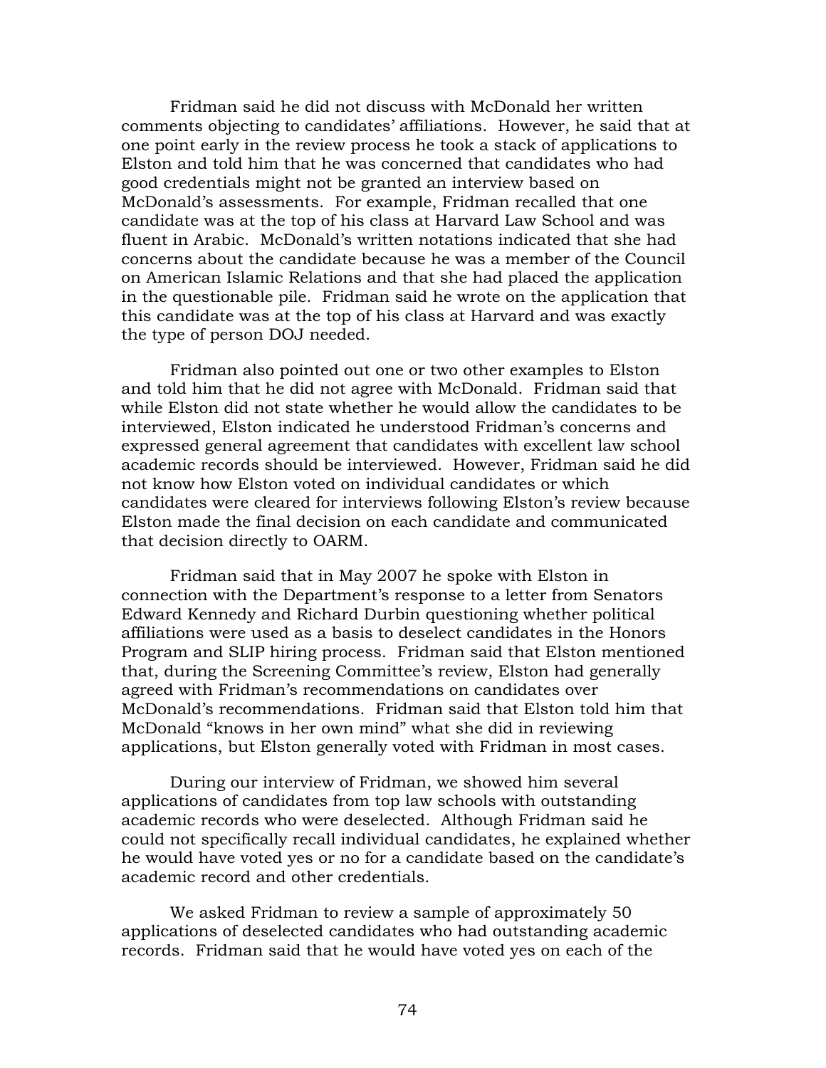Fridman said he did not discuss with McDonald her written comments objecting to candidates' affiliations. However, he said that at one point early in the review process he took a stack of applications to Elston and told him that he was concerned that candidates who had good credentials might not be granted an interview based on McDonald's assessments. For example, Fridman recalled that one candidate was at the top of his class at Harvard Law School and was fluent in Arabic. McDonald's written notations indicated that she had concerns about the candidate because he was a member of the Council on American Islamic Relations and that she had placed the application in the questionable pile. Fridman said he wrote on the application that this candidate was at the top of his class at Harvard and was exactly the type of person DOJ needed.

Fridman also pointed out one or two other examples to Elston and told him that he did not agree with McDonald. Fridman said that while Elston did not state whether he would allow the candidates to be interviewed, Elston indicated he understood Fridman's concerns and expressed general agreement that candidates with excellent law school academic records should be interviewed. However, Fridman said he did not know how Elston voted on individual candidates or which candidates were cleared for interviews following Elston's review because Elston made the final decision on each candidate and communicated that decision directly to OARM.

Fridman said that in May 2007 he spoke with Elston in connection with the Department's response to a letter from Senators Edward Kennedy and Richard Durbin questioning whether political affiliations were used as a basis to deselect candidates in the Honors Program and SLIP hiring process. Fridman said that Elston mentioned that, during the Screening Committee's review, Elston had generally agreed with Fridman's recommendations on candidates over McDonald's recommendations. Fridman said that Elston told him that McDonald "knows in her own mind" what she did in reviewing applications, but Elston generally voted with Fridman in most cases.

During our interview of Fridman, we showed him several applications of candidates from top law schools with outstanding academic records who were deselected. Although Fridman said he could not specifically recall individual candidates, he explained whether he would have voted yes or no for a candidate based on the candidate's academic record and other credentials.

We asked Fridman to review a sample of approximately 50 applications of deselected candidates who had outstanding academic records. Fridman said that he would have voted yes on each of the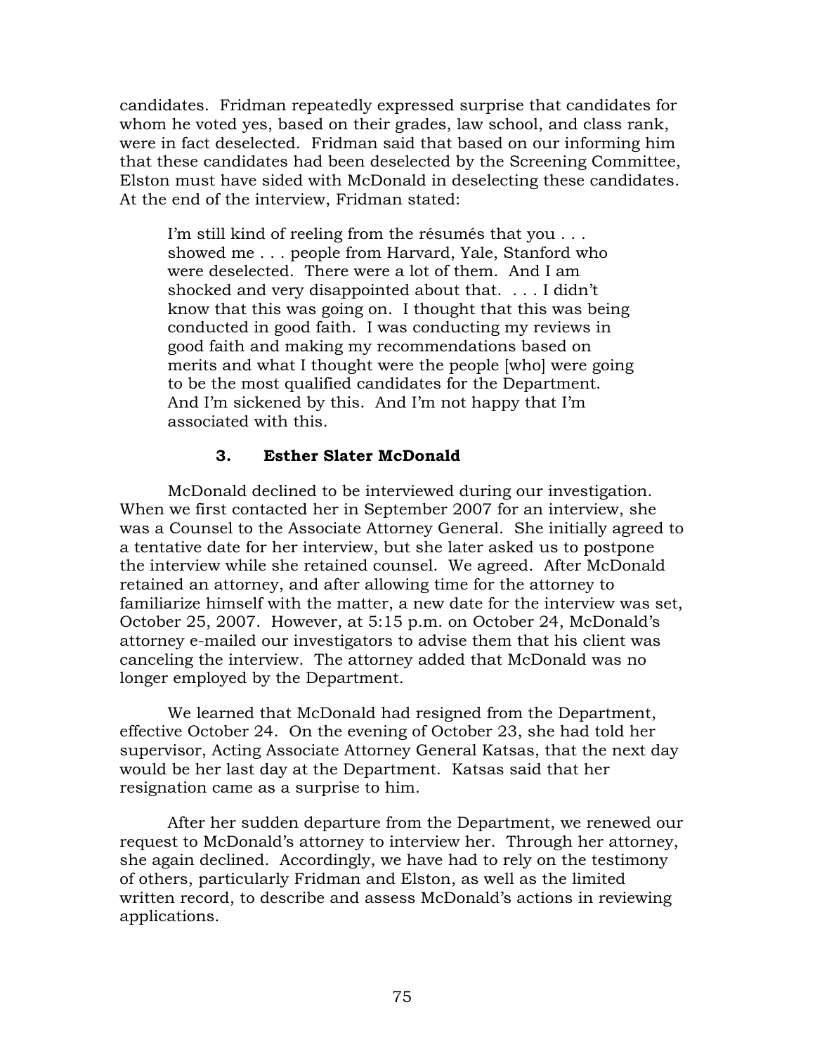candidates. Fridman repeatedly expressed surprise that candidates for whom he voted yes, based on their grades, law school, and class rank, were in fact deselected. Fridman said that based on our informing him that these candidates had been deselected by the Screening Committee, Elston must have sided with McDonald in deselecting these candidates. At the end of the interview, Fridman stated:

> I'm still kind of reeling from the résumés that you . . . showed me . . . people from Harvard, Yale, Stanford who were deselected. There were a lot of them. And I am shocked and very disappointed about that. . . . I didn't know that this was going on. I thought that this was being conducted in good faith. I was conducting my reviews in good faith and making my recommendations based on merits and what I thought were the people [who] were going to be the most qualified candidates for the Department. And I'm sickened by this. And I'm not happy that I'm associated with this.

### 3. Esther Slater McDonald

McDonald declined to be interviewed during our investigation. When we first contacted her in September 2007 for an interview, she was a Counsel to the Associate Attorney General. She initially agreed to a tentative date for her interview, but she later asked us to postpone the interview while she retained counsel. We agreed. After McDonald retained an attorney, and after allowing time for the attorney to familiarize himself with the matter, a new date for the interview was set, October 25, 2007. However, at 5:15 p.m. on October 24, McDonald's attorney e-mailed our investigators to advise them that his client was canceling the interview. The attorney added that McDonald was no longer employed by the Department.

We learned that McDonald had resigned from the Department, effective October 24. On the evening of October 23, she had told her supervisor, Acting Associate Attorney General Katsas, that the next day would be her last day at the Department. Katsas said that her resignation came as a surprise to him.

After her sudden departure from the Department, we renewed our request to McDonald's attorney to interview her. Through her attorney, she again declined. Accordingly, we have had to rely on the testimony of others, particularly Fridman and Elston, as well as the limited written record, to describe and assess McDonald's actions in reviewing applications.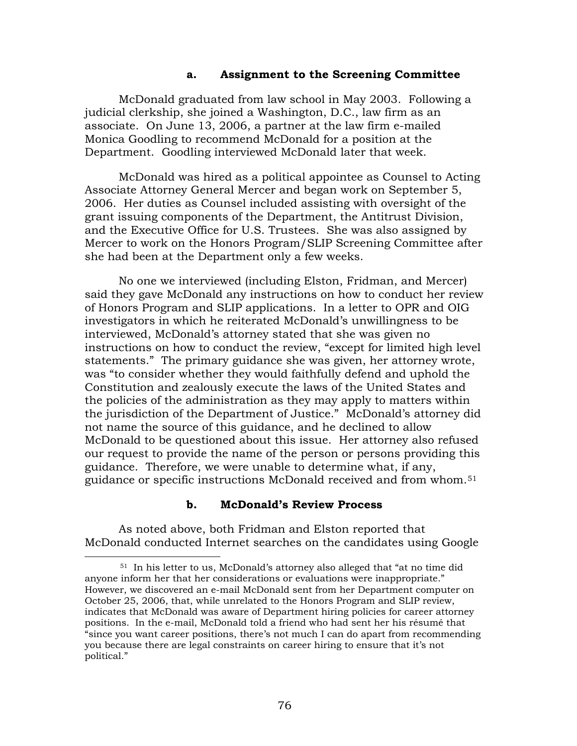#### a. Assignment to the Screening Committee

McDonald graduated from law school in May 2003. Following a judicial clerkship, she joined a Washington, D.C., law firm as an associate. On June 13, 2006, a partner at the law firm e-mailed Monica Goodling to recommend McDonald for a position at the Department. Goodling interviewed McDonald later that week.

McDonald was hired as a political appointee as Counsel to Acting Associate Attorney General Mercer and began work on September 5, 2006. Her duties as Counsel included assisting with oversight of the grant issuing components of the Department, the Antitrust Division, and the Executive Office for U.S. Trustees. She was also assigned by Mercer to work on the Honors Program/SLIP Screening Committee after she had been at the Department only a few weeks.

No one we interviewed (including Elston, Fridman, and Mercer) said they gave McDonald any instructions on how to conduct her review of Honors Program and SLIP applications. In a letter to OPR and OIG investigators in which he reiterated McDonald's unwillingness to be interviewed, McDonald's attorney stated that she was given no instructions on how to conduct the review, "except for limited high level statements." The primary guidance she was given, her attorney wrote, was "to consider whether they would faithfully defend and uphold the Constitution and zealously execute the laws of the United States and the policies of the administration as they may apply to matters within the jurisdiction of the Department of Justice." McDonald's attorney did not name the source of this guidance, and he declined to allow McDonald to be questioned about this issue. Her attorney also refused our request to provide the name of the person or persons providing this guidance. Therefore, we were unable to determine what, if any, guidance or specific instructions McDonald received and from whom.[51]

#### b. McDonald's Review Process

As noted above, both Fridman and Elston reported that McDonald conducted Internet searches on the candidates using Google

---

[51] In his letter to us, McDonald's attorney also alleged that "at no time did anyone inform her that her considerations or evaluations were inappropriate." However, we discovered an e-mail McDonald sent from her Department computer on October 25, 2006, that, while unrelated to the Honors Program and SLIP review, indicates that McDonald was aware of Department hiring policies for career attorney positions. In the e-mail, McDonald told a friend who had sent her his résumé that "since you want career positions, there's not much I can do apart from recommending you because there are legal constraints on career hiring to ensure that it's not political."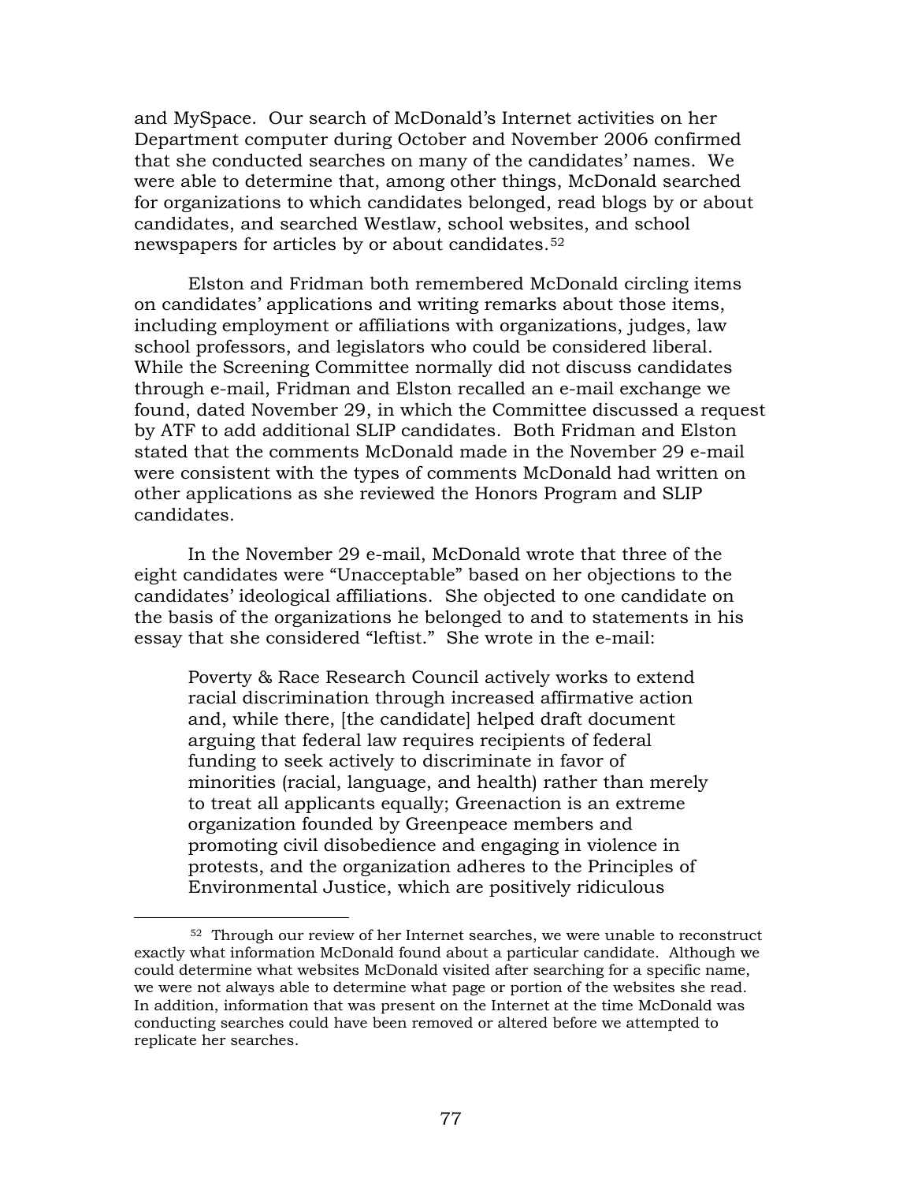and MySpace. Our search of McDonald's Internet activities on her Department computer during October and November 2006 confirmed that she conducted searches on many of the candidates' names. We were able to determine that, among other things, McDonald searched for organizations to which candidates belonged, read blogs by or about candidates, and searched Westlaw, school websites, and school newspapers for articles by or about candidates.[52]

Elston and Fridman both remembered McDonald circling items on candidates' applications and writing remarks about those items, including employment or affiliations with organizations, judges, law school professors, and legislators who could be considered liberal. While the Screening Committee normally did not discuss candidates through e-mail, Fridman and Elston recalled an e-mail exchange we found, dated November 29, in which the Committee discussed a request by ATF to add additional SLIP candidates. Both Fridman and Elston stated that the comments McDonald made in the November 29 e-mail were consistent with the types of comments McDonald had written on other applications as she reviewed the Honors Program and SLIP candidates.

In the November 29 e-mail, McDonald wrote that three of the eight candidates were "Unacceptable" based on her objections to the candidates' ideological affiliations. She objected to one candidate on the basis of the organizations he belonged to and to statements in his essay that she considered "leftist." She wrote in the e-mail:

> Poverty & Race Research Council actively works to extend racial discrimination through increased affirmative action and, while there, [the candidate] helped draft document arguing that federal law requires recipients of federal funding to seek actively to discriminate in favor of minorities (racial, language, and health) rather than merely to treat all applicants equally; Greenaction is an extreme organization founded by Greenpeace members and promoting civil disobedience and engaging in violence in protests, and the organization adheres to the Principles of Environmental Justice, which are positively ridiculous

---

[52] Through our review of her Internet searches, we were unable to reconstruct exactly what information McDonald found about a particular candidate. Although we could determine what websites McDonald visited after searching for a specific name, we were not always able to determine what page or portion of the websites she read. In addition, information that was present on the Internet at the time McDonald was conducting searches could have been removed or altered before we attempted to replicate her searches.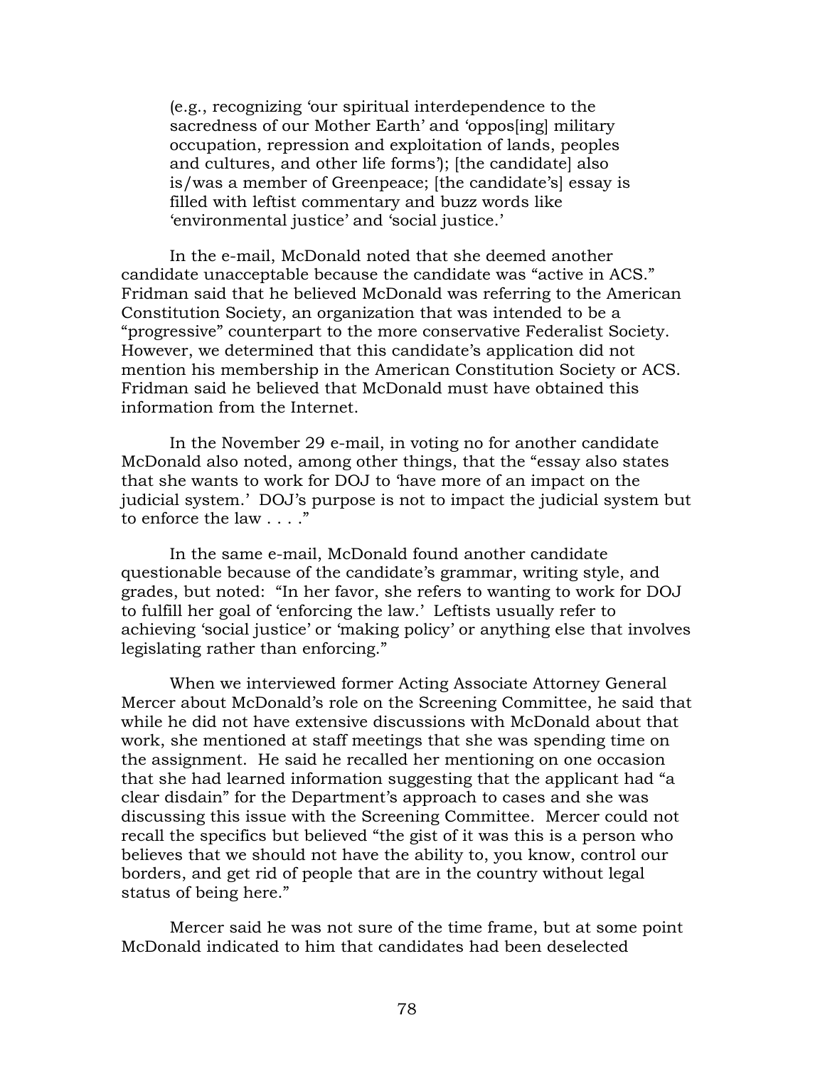> (e.g., recognizing 'our spiritual interdependence to the sacredness of our Mother Earth' and 'oppos[ing] military occupation, repression and exploitation of lands, peoples and cultures, and other life forms'); [the candidate] also is/was a member of Greenpeace; [the candidate's] essay is filled with leftist commentary and buzz words like 'environmental justice' and 'social justice.'

In the e-mail, McDonald noted that she deemed another candidate unacceptable because the candidate was "active in ACS." Fridman said that he believed McDonald was referring to the American Constitution Society, an organization that was intended to be a "progressive" counterpart to the more conservative Federalist Society. However, we determined that this candidate's application did not mention his membership in the American Constitution Society or ACS. Fridman said he believed that McDonald must have obtained this information from the Internet.

In the November 29 e-mail, in voting no for another candidate McDonald also noted, among other things, that the "essay also states that she wants to work for DOJ to 'have more of an impact on the judicial system.' DOJ's purpose is not to impact the judicial system but to enforce the law . . . ."

In the same e-mail, McDonald found another candidate questionable because of the candidate's grammar, writing style, and grades, but noted: "In her favor, she refers to wanting to work for DOJ to fulfill her goal of 'enforcing the law.' Leftists usually refer to achieving 'social justice' or 'making policy' or anything else that involves legislating rather than enforcing."

When we interviewed former Acting Associate Attorney General Mercer about McDonald's role on the Screening Committee, he said that while he did not have extensive discussions with McDonald about that work, she mentioned at staff meetings that she was spending time on the assignment. He said he recalled her mentioning on one occasion that she had learned information suggesting that the applicant had "a clear disdain" for the Department's approach to cases and she was discussing this issue with the Screening Committee. Mercer could not recall the specifics but believed "the gist of it was this is a person who believes that we should not have the ability to, you know, control our borders, and get rid of people that are in the country without legal status of being here."

Mercer said he was not sure of the time frame, but at some point McDonald indicated to him that candidates had been deselected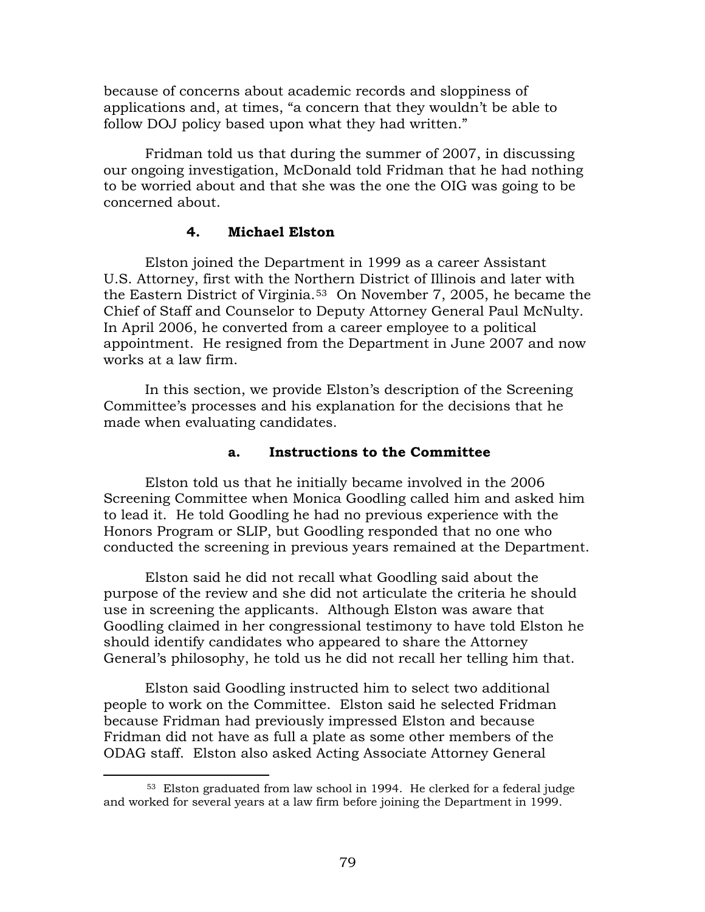because of concerns about academic records and sloppiness of applications and, at times, "a concern that they wouldn't be able to follow DOJ policy based upon what they had written."

Fridman told us that during the summer of 2007, in discussing our ongoing investigation, McDonald told Fridman that he had nothing to be worried about and that she was the one the OIG was going to be concerned about.

### 4. Michael Elston

Elston joined the Department in 1999 as a career Assistant U.S. Attorney, first with the Northern District of Illinois and later with the Eastern District of Virginia.[53] On November 7, 2005, he became the Chief of Staff and Counselor to Deputy Attorney General Paul McNulty. In April 2006, he converted from a career employee to a political appointment. He resigned from the Department in June 2007 and now works at a law firm.

In this section, we provide Elston's description of the Screening Committee's processes and his explanation for the decisions that he made when evaluating candidates.

#### a. Instructions to the Committee

Elston told us that he initially became involved in the 2006 Screening Committee when Monica Goodling called him and asked him to lead it. He told Goodling he had no previous experience with the Honors Program or SLIP, but Goodling responded that no one who conducted the screening in previous years remained at the Department.

Elston said he did not recall what Goodling said about the purpose of the review and she did not articulate the criteria he should use in screening the applicants. Although Elston was aware that Goodling claimed in her congressional testimony to have told Elston he should identify candidates who appeared to share the Attorney General's philosophy, he told us he did not recall her telling him that.

Elston said Goodling instructed him to select two additional people to work on the Committee. Elston said he selected Fridman because Fridman had previously impressed Elston and because Fridman did not have as full a plate as some other members of the ODAG staff. Elston also asked Acting Associate Attorney General

---

[53] Elston graduated from law school in 1994. He clerked for a federal judge and worked for several years at a law firm before joining the Department in 1999.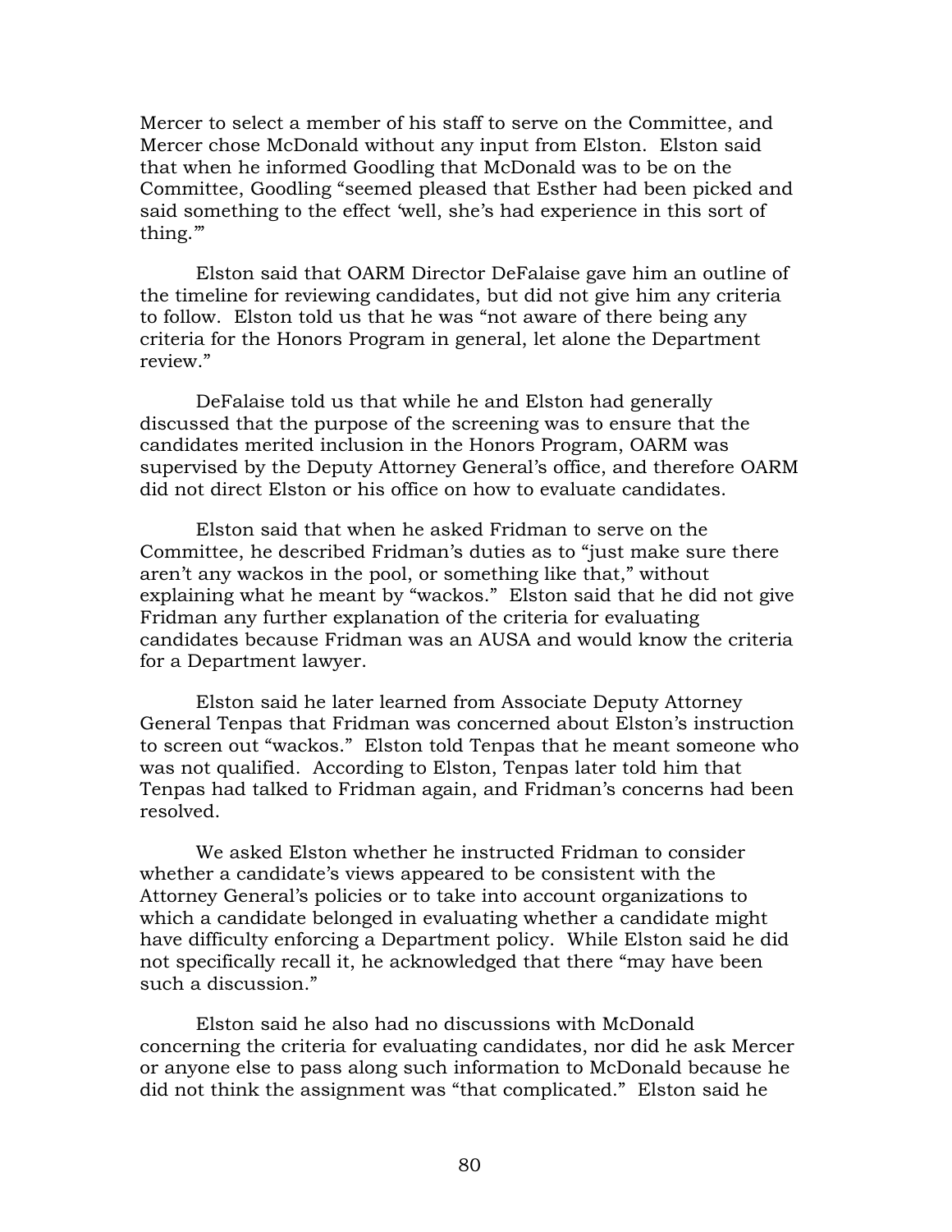Mercer to select a member of his staff to serve on the Committee, and Mercer chose McDonald without any input from Elston. Elston said that when he informed Goodling that McDonald was to be on the Committee, Goodling "seemed pleased that Esther had been picked and said something to the effect 'well, she's had experience in this sort of thing.'"

Elston said that OARM Director DeFalaise gave him an outline of the timeline for reviewing candidates, but did not give him any criteria to follow. Elston told us that he was "not aware of there being any criteria for the Honors Program in general, let alone the Department review."

DeFalaise told us that while he and Elston had generally discussed that the purpose of the screening was to ensure that the candidates merited inclusion in the Honors Program, OARM was supervised by the Deputy Attorney General's office, and therefore OARM did not direct Elston or his office on how to evaluate candidates.

Elston said that when he asked Fridman to serve on the Committee, he described Fridman's duties as to "just make sure there aren't any wackos in the pool, or something like that," without explaining what he meant by "wackos." Elston said that he did not give Fridman any further explanation of the criteria for evaluating candidates because Fridman was an AUSA and would know the criteria for a Department lawyer.

Elston said he later learned from Associate Deputy Attorney General Tenpas that Fridman was concerned about Elston's instruction to screen out "wackos." Elston told Tenpas that he meant someone who was not qualified. According to Elston, Tenpas later told him that Tenpas had talked to Fridman again, and Fridman's concerns had been resolved.

We asked Elston whether he instructed Fridman to consider whether a candidate's views appeared to be consistent with the Attorney General's policies or to take into account organizations to which a candidate belonged in evaluating whether a candidate might have difficulty enforcing a Department policy. While Elston said he did not specifically recall it, he acknowledged that there "may have been such a discussion."

Elston said he also had no discussions with McDonald concerning the criteria for evaluating candidates, nor did he ask Mercer or anyone else to pass along such information to McDonald because he did not think the assignment was "that complicated." Elston said he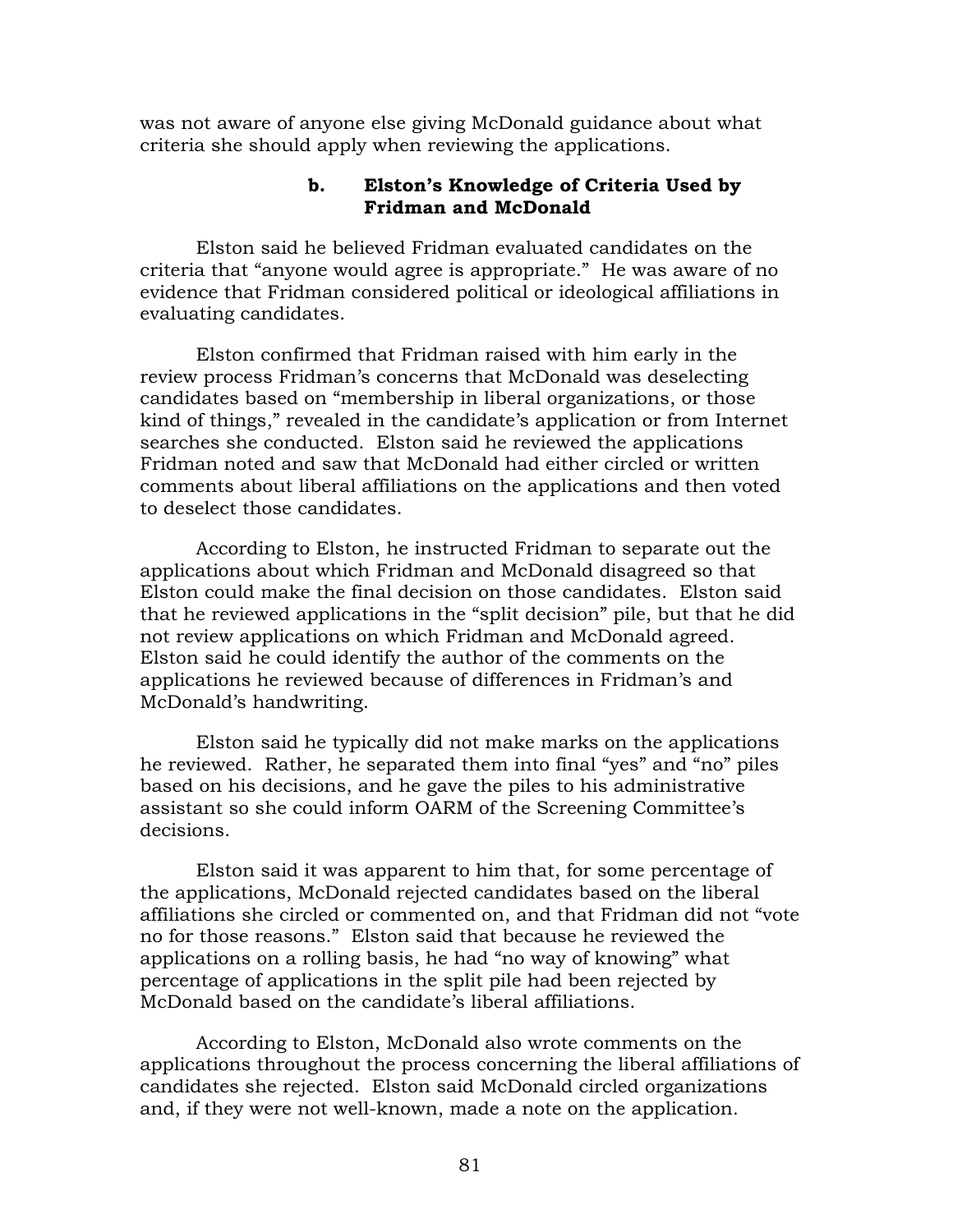was not aware of anyone else giving McDonald guidance about what criteria she should apply when reviewing the applications.

#### b. Elston's Knowledge of Criteria Used by Fridman and McDonald

Elston said he believed Fridman evaluated candidates on the criteria that "anyone would agree is appropriate." He was aware of no evidence that Fridman considered political or ideological affiliations in evaluating candidates.

Elston confirmed that Fridman raised with him early in the review process Fridman's concerns that McDonald was deselecting candidates based on "membership in liberal organizations, or those kind of things," revealed in the candidate's application or from Internet searches she conducted. Elston said he reviewed the applications Fridman noted and saw that McDonald had either circled or written comments about liberal affiliations on the applications and then voted to deselect those candidates.

According to Elston, he instructed Fridman to separate out the applications about which Fridman and McDonald disagreed so that Elston could make the final decision on those candidates. Elston said that he reviewed applications in the "split decision" pile, but that he did not review applications on which Fridman and McDonald agreed. Elston said he could identify the author of the comments on the applications he reviewed because of differences in Fridman's and McDonald's handwriting.

Elston said he typically did not make marks on the applications he reviewed. Rather, he separated them into final "yes" and "no" piles based on his decisions, and he gave the piles to his administrative assistant so she could inform OARM of the Screening Committee's decisions.

Elston said it was apparent to him that, for some percentage of the applications, McDonald rejected candidates based on the liberal affiliations she circled or commented on, and that Fridman did not "vote no for those reasons." Elston said that because he reviewed the applications on a rolling basis, he had "no way of knowing" what percentage of applications in the split pile had been rejected by McDonald based on the candidate's liberal affiliations.

According to Elston, McDonald also wrote comments on the applications throughout the process concerning the liberal affiliations of candidates she rejected. Elston said McDonald circled organizations and, if they were not well-known, made a note on the application.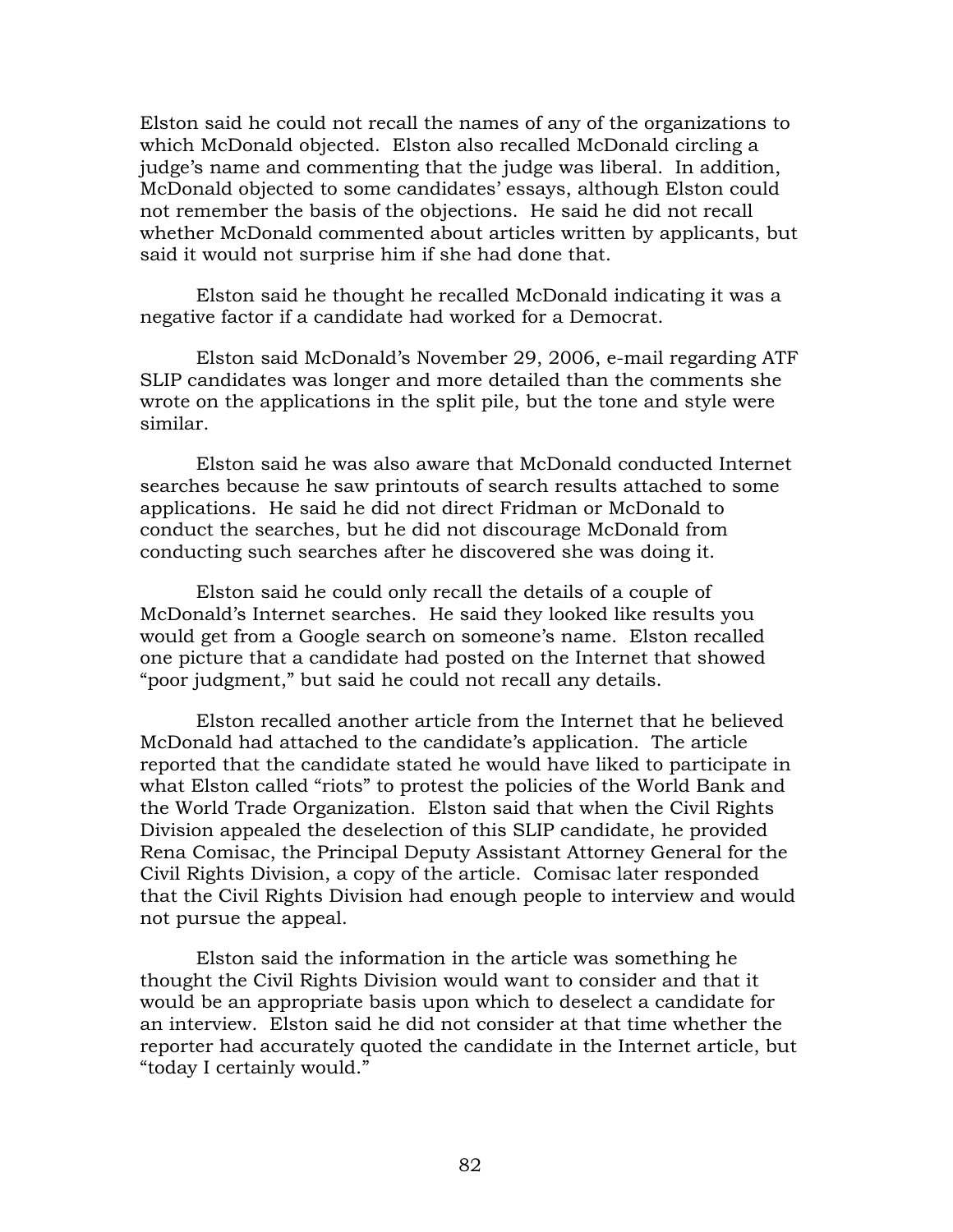Elston said he could not recall the names of any of the organizations to which McDonald objected. Elston also recalled McDonald circling a judge's name and commenting that the judge was liberal. In addition, McDonald objected to some candidates' essays, although Elston could not remember the basis of the objections. He said he did not recall whether McDonald commented about articles written by applicants, but said it would not surprise him if she had done that.

Elston said he thought he recalled McDonald indicating it was a negative factor if a candidate had worked for a Democrat.

Elston said McDonald's November 29, 2006, e-mail regarding ATF SLIP candidates was longer and more detailed than the comments she wrote on the applications in the split pile, but the tone and style were similar.

Elston said he was also aware that McDonald conducted Internet searches because he saw printouts of search results attached to some applications. He said he did not direct Fridman or McDonald to conduct the searches, but he did not discourage McDonald from conducting such searches after he discovered she was doing it.

Elston said he could only recall the details of a couple of McDonald's Internet searches. He said they looked like results you would get from a Google search on someone's name. Elston recalled one picture that a candidate had posted on the Internet that showed "poor judgment," but said he could not recall any details.

Elston recalled another article from the Internet that he believed McDonald had attached to the candidate's application. The article reported that the candidate stated he would have liked to participate in what Elston called "riots" to protest the policies of the World Bank and the World Trade Organization. Elston said that when the Civil Rights Division appealed the deselection of this SLIP candidate, he provided Rena Comisac, the Principal Deputy Assistant Attorney General for the Civil Rights Division, a copy of the article. Comisac later responded that the Civil Rights Division had enough people to interview and would not pursue the appeal.

Elston said the information in the article was something he thought the Civil Rights Division would want to consider and that it would be an appropriate basis upon which to deselect a candidate for an interview. Elston said he did not consider at that time whether the reporter had accurately quoted the candidate in the Internet article, but "today I certainly would."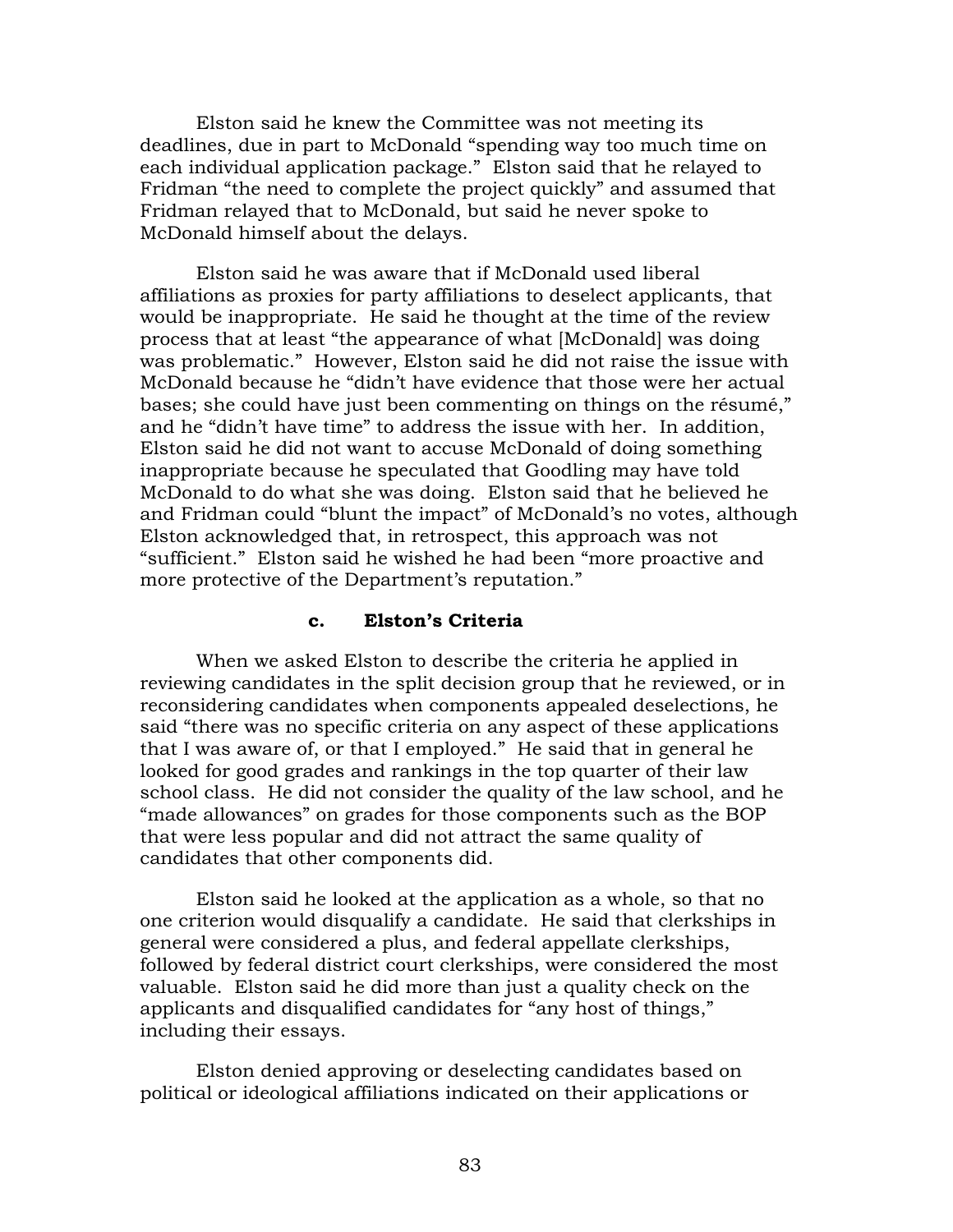Elston said he knew the Committee was not meeting its deadlines, due in part to McDonald "spending way too much time on each individual application package." Elston said that he relayed to Fridman "the need to complete the project quickly" and assumed that Fridman relayed that to McDonald, but said he never spoke to McDonald himself about the delays.

Elston said he was aware that if McDonald used liberal affiliations as proxies for party affiliations to deselect applicants, that would be inappropriate. He said he thought at the time of the review process that at least "the appearance of what [McDonald] was doing was problematic." However, Elston said he did not raise the issue with McDonald because he "didn't have evidence that those were her actual bases; she could have just been commenting on things on the résumé," and he "didn't have time" to address the issue with her. In addition, Elston said he did not want to accuse McDonald of doing something inappropriate because he speculated that Goodling may have told McDonald to do what she was doing. Elston said that he believed he and Fridman could "blunt the impact" of McDonald's no votes, although Elston acknowledged that, in retrospect, this approach was not "sufficient." Elston said he wished he had been "more proactive and more protective of the Department's reputation."

#### c. Elston's Criteria

When we asked Elston to describe the criteria he applied in reviewing candidates in the split decision group that he reviewed, or in reconsidering candidates when components appealed deselections, he said "there was no specific criteria on any aspect of these applications that I was aware of, or that I employed." He said that in general he looked for good grades and rankings in the top quarter of their law school class. He did not consider the quality of the law school, and he "made allowances" on grades for those components such as the BOP that were less popular and did not attract the same quality of candidates that other components did.

Elston said he looked at the application as a whole, so that no one criterion would disqualify a candidate. He said that clerkships in general were considered a plus, and federal appellate clerkships, followed by federal district court clerkships, were considered the most valuable. Elston said he did more than just a quality check on the applicants and disqualified candidates for "any host of things," including their essays.

Elston denied approving or deselecting candidates based on political or ideological affiliations indicated on their applications or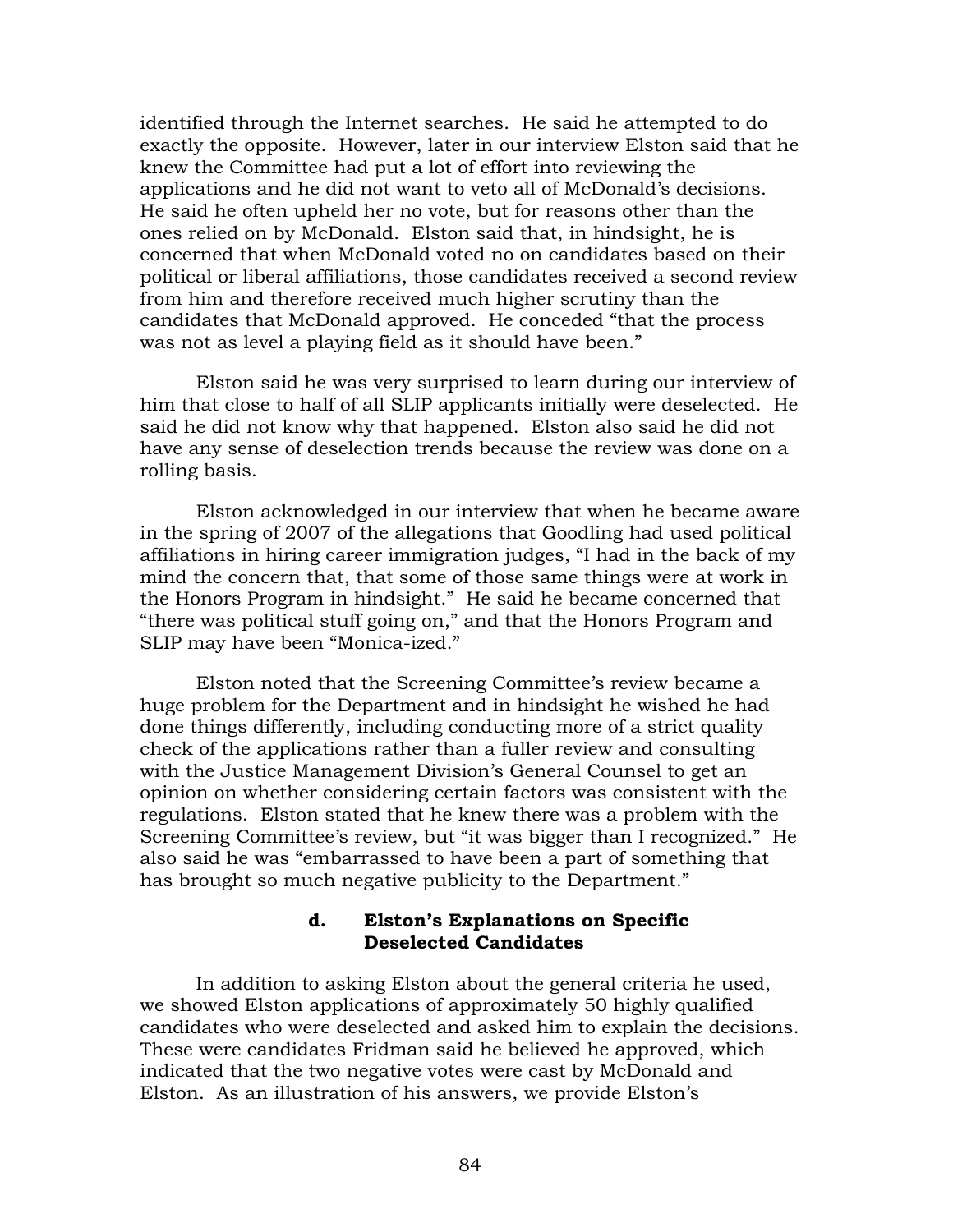identified through the Internet searches. He said he attempted to do exactly the opposite. However, later in our interview Elston said that he knew the Committee had put a lot of effort into reviewing the applications and he did not want to veto all of McDonald's decisions. He said he often upheld her no vote, but for reasons other than the ones relied on by McDonald. Elston said that, in hindsight, he is concerned that when McDonald voted no on candidates based on their political or liberal affiliations, those candidates received a second review from him and therefore received much higher scrutiny than the candidates that McDonald approved. He conceded "that the process was not as level a playing field as it should have been."

Elston said he was very surprised to learn during our interview of him that close to half of all SLIP applicants initially were deselected. He said he did not know why that happened. Elston also said he did not have any sense of deselection trends because the review was done on a rolling basis.

Elston acknowledged in our interview that when he became aware in the spring of 2007 of the allegations that Goodling had used political affiliations in hiring career immigration judges, "I had in the back of my mind the concern that, that some of those same things were at work in the Honors Program in hindsight." He said he became concerned that "there was political stuff going on," and that the Honors Program and SLIP may have been "Monica-ized."

Elston noted that the Screening Committee's review became a huge problem for the Department and in hindsight he wished he had done things differently, including conducting more of a strict quality check of the applications rather than a fuller review and consulting with the Justice Management Division's General Counsel to get an opinion on whether considering certain factors was consistent with the regulations. Elston stated that he knew there was a problem with the Screening Committee's review, but "it was bigger than I recognized." He also said he was "embarrassed to have been a part of something that has brought so much negative publicity to the Department."

#### d. Elston's Explanations on Specific Deselected Candidates

In addition to asking Elston about the general criteria he used, we showed Elston applications of approximately 50 highly qualified candidates who were deselected and asked him to explain the decisions. These were candidates Fridman said he believed he approved, which indicated that the two negative votes were cast by McDonald and Elston. As an illustration of his answers, we provide Elston's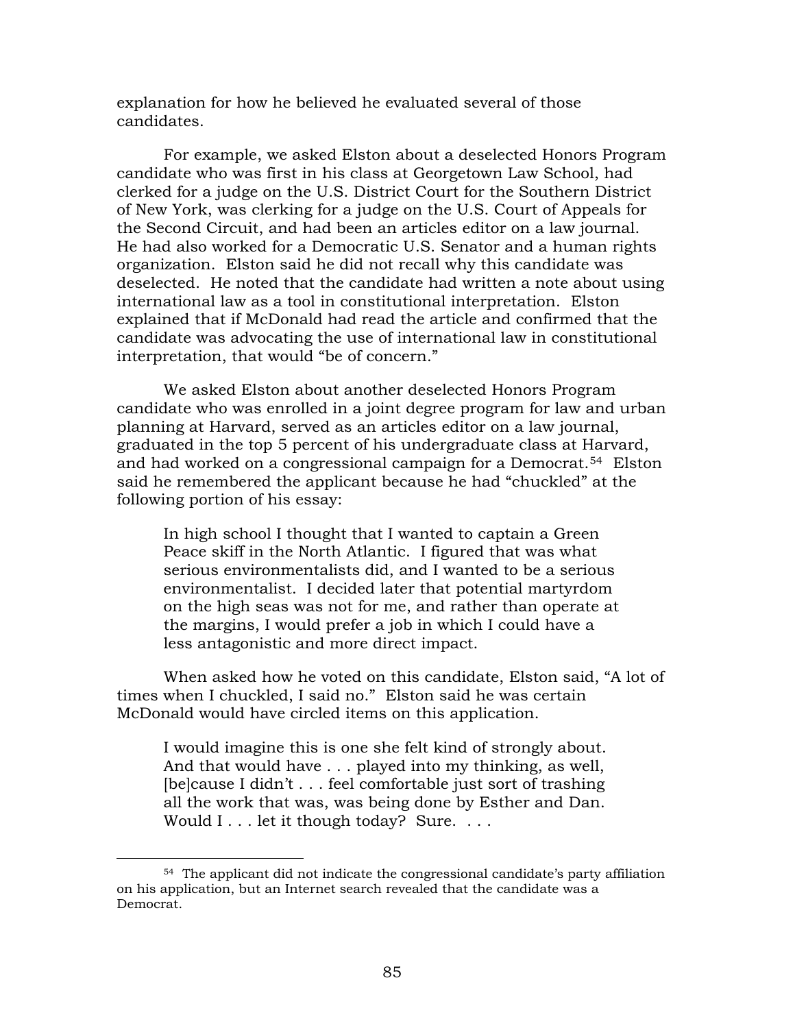explanation for how he believed he evaluated several of those candidates.

For example, we asked Elston about a deselected Honors Program candidate who was first in his class at Georgetown Law School, had clerked for a judge on the U.S. District Court for the Southern District of New York, was clerking for a judge on the U.S. Court of Appeals for the Second Circuit, and had been an articles editor on a law journal. He had also worked for a Democratic U.S. Senator and a human rights organization. Elston said he did not recall why this candidate was deselected. He noted that the candidate had written a note about using international law as a tool in constitutional interpretation. Elston explained that if McDonald had read the article and confirmed that the candidate was advocating the use of international law in constitutional interpretation, that would "be of concern."

We asked Elston about another deselected Honors Program candidate who was enrolled in a joint degree program for law and urban planning at Harvard, served as an articles editor on a law journal, graduated in the top 5 percent of his undergraduate class at Harvard, and had worked on a congressional campaign for a Democrat.[54] Elston said he remembered the applicant because he had "chuckled" at the following portion of his essay:

> In high school I thought that I wanted to captain a Green Peace skiff in the North Atlantic. I figured that was what serious environmentalists did, and I wanted to be a serious environmentalist. I decided later that potential martyrdom on the high seas was not for me, and rather than operate at the margins, I would prefer a job in which I could have a less antagonistic and more direct impact.

When asked how he voted on this candidate, Elston said, "A lot of times when I chuckled, I said no." Elston said he was certain McDonald would have circled items on this application.

> I would imagine this is one she felt kind of strongly about. And that would have . . . played into my thinking, as well, [be]cause I didn't . . . feel comfortable just sort of trashing all the work that was, was being done by Esther and Dan. Would I . . . let it though today? Sure. . . .

---

[54] The applicant did not indicate the congressional candidate's party affiliation on his application, but an Internet search revealed that the candidate was a Democrat.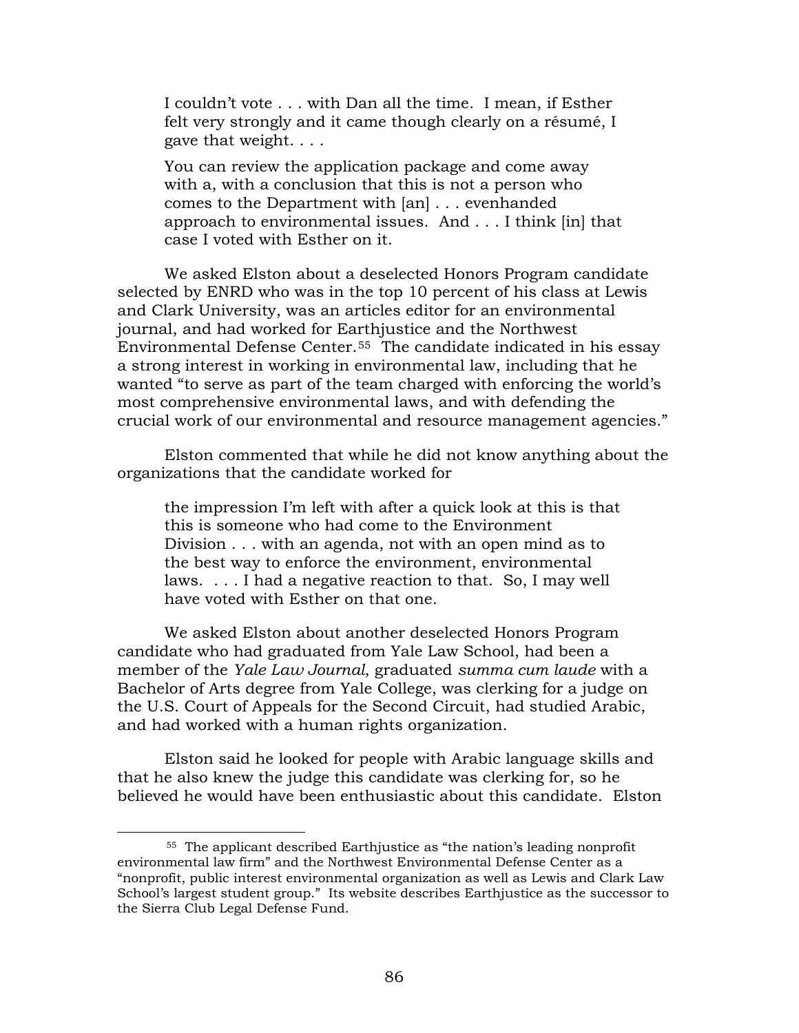> I couldn't vote . . . with Dan all the time. I mean, if Esther felt very strongly and it came though clearly on a résumé, I gave that weight. . . .
>
> You can review the application package and come away with a, with a conclusion that this is not a person who comes to the Department with [an] . . . evenhanded approach to environmental issues. And . . . I think [in] that case I voted with Esther on it.

We asked Elston about a deselected Honors Program candidate selected by ENRD who was in the top 10 percent of his class at Lewis and Clark University, was an articles editor for an environmental journal, and had worked for Earthjustice and the Northwest Environmental Defense Center.[55] The candidate indicated in his essay a strong interest in working in environmental law, including that he wanted "to serve as part of the team charged with enforcing the world's most comprehensive environmental laws, and with defending the crucial work of our environmental and resource management agencies."

Elston commented that while he did not know anything about the organizations that the candidate worked for

> the impression I'm left with after a quick look at this is that this is someone who had come to the Environment Division . . . with an agenda, not with an open mind as to the best way to enforce the environment, environmental laws. . . . I had a negative reaction to that. So, I may well have voted with Esther on that one.

We asked Elston about another deselected Honors Program candidate who had graduated from Yale Law School, had been a member of the *Yale Law Journal*, graduated *summa cum laude* with a Bachelor of Arts degree from Yale College, was clerking for a judge on the U.S. Court of Appeals for the Second Circuit, had studied Arabic, and had worked with a human rights organization.

Elston said he looked for people with Arabic language skills and that he also knew the judge this candidate was clerking for, so he believed he would have been enthusiastic about this candidate. Elston

---

[55] The applicant described Earthjustice as "the nation's leading nonprofit environmental law firm" and the Northwest Environmental Defense Center as a "nonprofit, public interest environmental organization as well as Lewis and Clark Law School's largest student group." Its website describes Earthjustice as the successor to the Sierra Club Legal Defense Fund.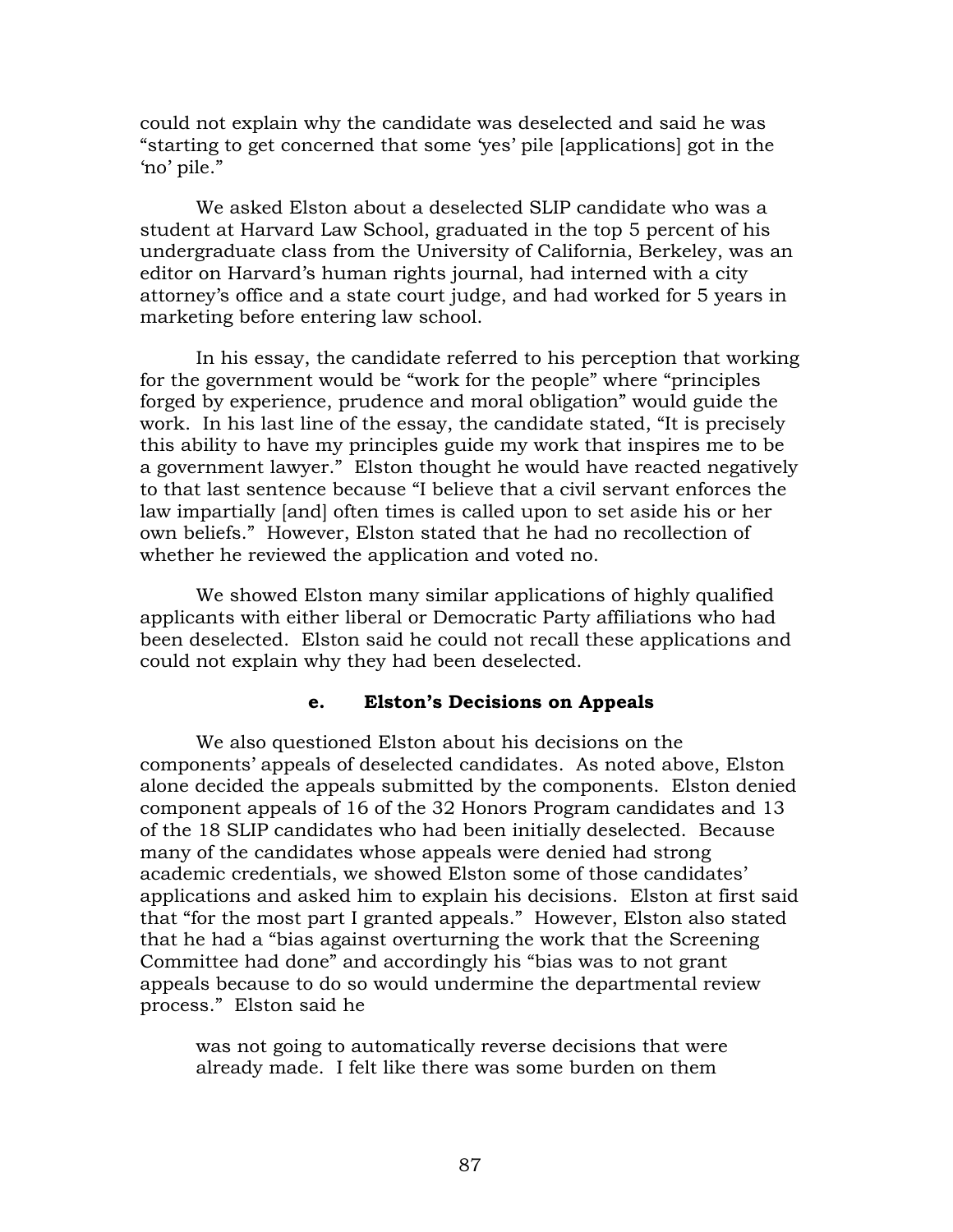could not explain why the candidate was deselected and said he was "starting to get concerned that some 'yes' pile [applications] got in the 'no' pile."

We asked Elston about a deselected SLIP candidate who was a student at Harvard Law School, graduated in the top 5 percent of his undergraduate class from the University of California, Berkeley, was an editor on Harvard's human rights journal, had interned with a city attorney's office and a state court judge, and had worked for 5 years in marketing before entering law school.

In his essay, the candidate referred to his perception that working for the government would be "work for the people" where "principles forged by experience, prudence and moral obligation" would guide the work. In his last line of the essay, the candidate stated, "It is precisely this ability to have my principles guide my work that inspires me to be a government lawyer." Elston thought he would have reacted negatively to that last sentence because "I believe that a civil servant enforces the law impartially [and] often times is called upon to set aside his or her own beliefs." However, Elston stated that he had no recollection of whether he reviewed the application and voted no.

We showed Elston many similar applications of highly qualified applicants with either liberal or Democratic Party affiliations who had been deselected. Elston said he could not recall these applications and could not explain why they had been deselected.

#### e. Elston's Decisions on Appeals

We also questioned Elston about his decisions on the components' appeals of deselected candidates. As noted above, Elston alone decided the appeals submitted by the components. Elston denied component appeals of 16 of the 32 Honors Program candidates and 13 of the 18 SLIP candidates who had been initially deselected. Because many of the candidates whose appeals were denied had strong academic credentials, we showed Elston some of those candidates' applications and asked him to explain his decisions. Elston at first said that "for the most part I granted appeals." However, Elston also stated that he had a "bias against overturning the work that the Screening Committee had done" and accordingly his "bias was to not grant appeals because to do so would undermine the departmental review process." Elston said he

> was not going to automatically reverse decisions that were already made. I felt like there was some burden on them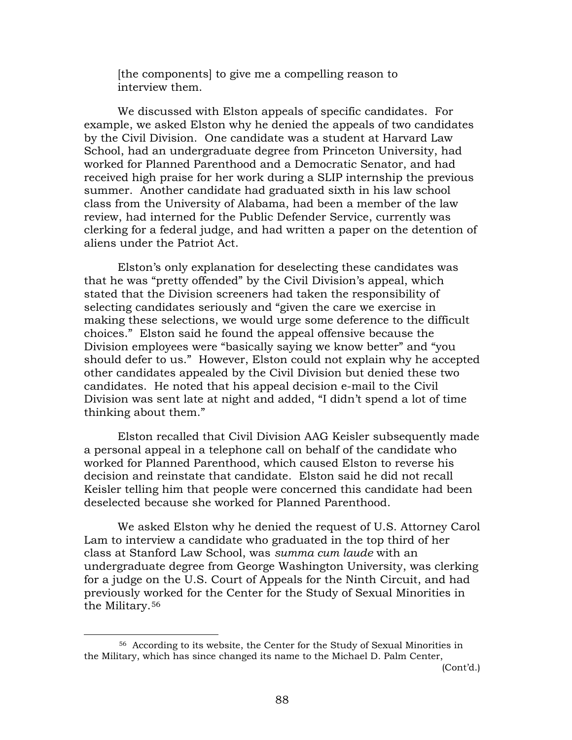[the components] to give me a compelling reason to interview them.

We discussed with Elston appeals of specific candidates. For example, we asked Elston why he denied the appeals of two candidates by the Civil Division. One candidate was a student at Harvard Law School, had an undergraduate degree from Princeton University, had worked for Planned Parenthood and a Democratic Senator, and had received high praise for her work during a SLIP internship the previous summer. Another candidate had graduated sixth in his law school class from the University of Alabama, had been a member of the law review, had interned for the Public Defender Service, currently was clerking for a federal judge, and had written a paper on the detention of aliens under the Patriot Act.

Elston's only explanation for deselecting these candidates was that he was "pretty offended" by the Civil Division's appeal, which stated that the Division screeners had taken the responsibility of selecting candidates seriously and "given the care we exercise in making these selections, we would urge some deference to the difficult choices." Elston said he found the appeal offensive because the Division employees were "basically saying we know better" and "you should defer to us." However, Elston could not explain why he accepted other candidates appealed by the Civil Division but denied these two candidates. He noted that his appeal decision e-mail to the Civil Division was sent late at night and added, "I didn't spend a lot of time thinking about them."

Elston recalled that Civil Division AAG Keisler subsequently made a personal appeal in a telephone call on behalf of the candidate who worked for Planned Parenthood, which caused Elston to reverse his decision and reinstate that candidate. Elston said he did not recall Keisler telling him that people were concerned this candidate had been deselected because she worked for Planned Parenthood.

We asked Elston why he denied the request of U.S. Attorney Carol Lam to interview a candidate who graduated in the top third of her class at Stanford Law School, was *summa cum laude* with an undergraduate degree from George Washington University, was clerking for a judge on the U.S. Court of Appeals for the Ninth Circuit, and had previously worked for the Center for the Study of Sexual Minorities in the Military.[56]

---

[56] According to its website, the Center for the Study of Sexual Minorities in the Military, which has since changed its name to the Michael D. Palm Center,

(Cont'd.)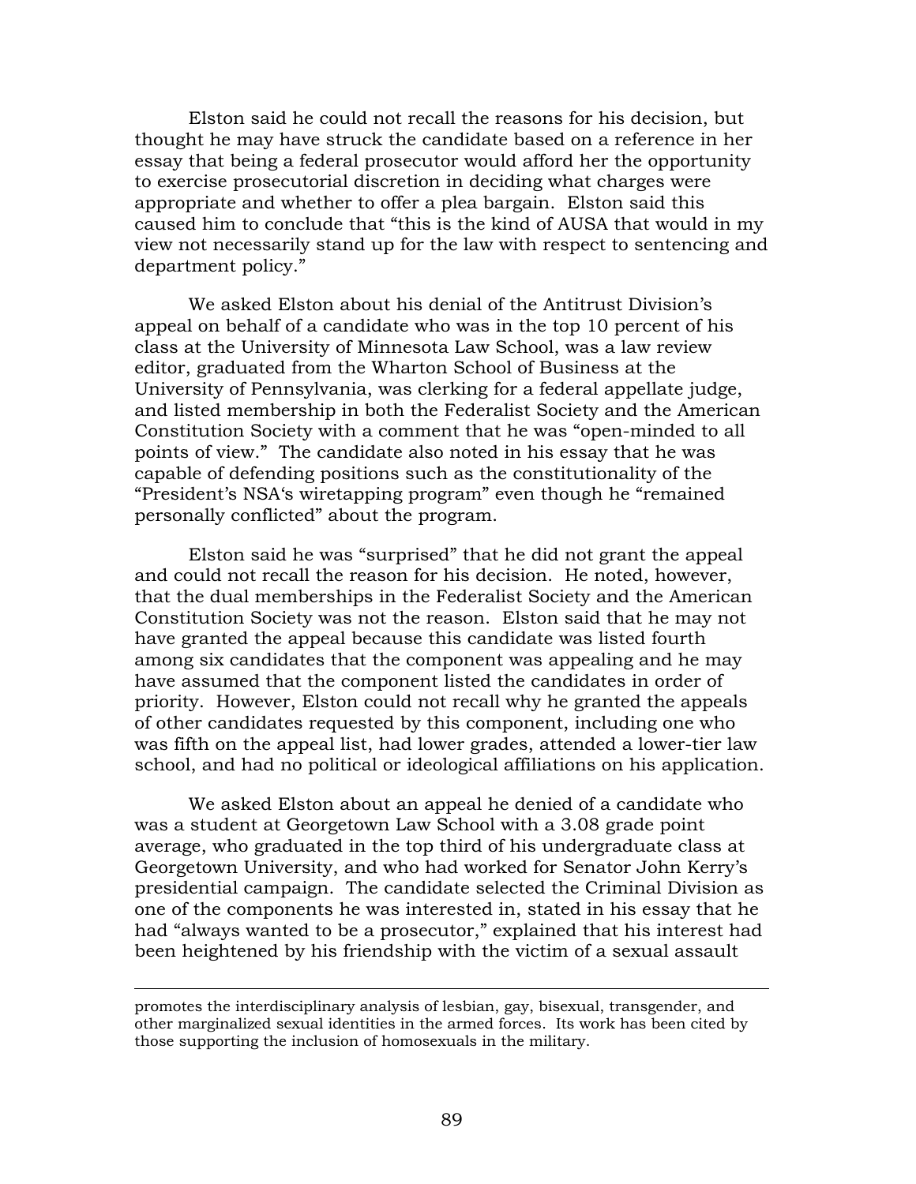Elston said he could not recall the reasons for his decision, but thought he may have struck the candidate based on a reference in her essay that being a federal prosecutor would afford her the opportunity to exercise prosecutorial discretion in deciding what charges were appropriate and whether to offer a plea bargain. Elston said this caused him to conclude that "this is the kind of AUSA that would in my view not necessarily stand up for the law with respect to sentencing and department policy."

We asked Elston about his denial of the Antitrust Division's appeal on behalf of a candidate who was in the top 10 percent of his class at the University of Minnesota Law School, was a law review editor, graduated from the Wharton School of Business at the University of Pennsylvania, was clerking for a federal appellate judge, and listed membership in both the Federalist Society and the American Constitution Society with a comment that he was "open-minded to all points of view." The candidate also noted in his essay that he was capable of defending positions such as the constitutionality of the "President's NSA's wiretapping program" even though he "remained personally conflicted" about the program.

Elston said he was "surprised" that he did not grant the appeal and could not recall the reason for his decision. He noted, however, that the dual memberships in the Federalist Society and the American Constitution Society was not the reason. Elston said that he may not have granted the appeal because this candidate was listed fourth among six candidates that the component was appealing and he may have assumed that the component listed the candidates in order of priority. However, Elston could not recall why he granted the appeals of other candidates requested by this component, including one who was fifth on the appeal list, had lower grades, attended a lower-tier law school, and had no political or ideological affiliations on his application.

We asked Elston about an appeal he denied of a candidate who was a student at Georgetown Law School with a 3.08 grade point average, who graduated in the top third of his undergraduate class at Georgetown University, and who had worked for Senator John Kerry's presidential campaign. The candidate selected the Criminal Division as one of the components he was interested in, stated in his essay that he had "always wanted to be a prosecutor," explained that his interest had been heightened by his friendship with the victim of a sexual assault

---

promotes the interdisciplinary analysis of lesbian, gay, bisexual, transgender, and other marginalized sexual identities in the armed forces. Its work has been cited by those supporting the inclusion of homosexuals in the military.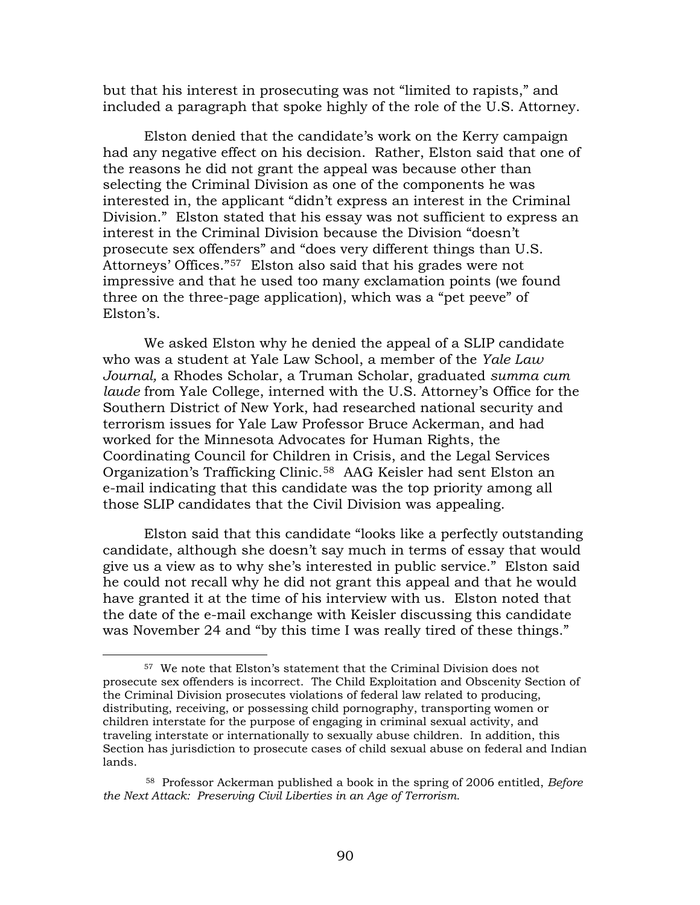but that his interest in prosecuting was not "limited to rapists," and included a paragraph that spoke highly of the role of the U.S. Attorney.

Elston denied that the candidate's work on the Kerry campaign had any negative effect on his decision. Rather, Elston said that one of the reasons he did not grant the appeal was because other than selecting the Criminal Division as one of the components he was interested in, the applicant "didn't express an interest in the Criminal Division." Elston stated that his essay was not sufficient to express an interest in the Criminal Division because the Division "doesn't prosecute sex offenders" and "does very different things than U.S. Attorneys' Offices."[57] Elston also said that his grades were not impressive and that he used too many exclamation points (we found three on the three-page application), which was a "pet peeve" of Elston's.

We asked Elston why he denied the appeal of a SLIP candidate who was a student at Yale Law School, a member of the *Yale Law Journal,* a Rhodes Scholar, a Truman Scholar, graduated *summa cum laude* from Yale College, interned with the U.S. Attorney's Office for the Southern District of New York, had researched national security and terrorism issues for Yale Law Professor Bruce Ackerman, and had worked for the Minnesota Advocates for Human Rights, the Coordinating Council for Children in Crisis, and the Legal Services Organization's Trafficking Clinic.[58] AAG Keisler had sent Elston an e-mail indicating that this candidate was the top priority among all those SLIP candidates that the Civil Division was appealing.

Elston said that this candidate "looks like a perfectly outstanding candidate, although she doesn't say much in terms of essay that would give us a view as to why she's interested in public service." Elston said he could not recall why he did not grant this appeal and that he would have granted it at the time of his interview with us. Elston noted that the date of the e-mail exchange with Keisler discussing this candidate was November 24 and "by this time I was really tired of these things."

---

[57] We note that Elston's statement that the Criminal Division does not prosecute sex offenders is incorrect. The Child Exploitation and Obscenity Section of the Criminal Division prosecutes violations of federal law related to producing, distributing, receiving, or possessing child pornography, transporting women or children interstate for the purpose of engaging in criminal sexual activity, and traveling interstate or internationally to sexually abuse children. In addition, this Section has jurisdiction to prosecute cases of child sexual abuse on federal and Indian lands.

[58] Professor Ackerman published a book in the spring of 2006 entitled, *Before the Next Attack: Preserving Civil Liberties in an Age of Terrorism*.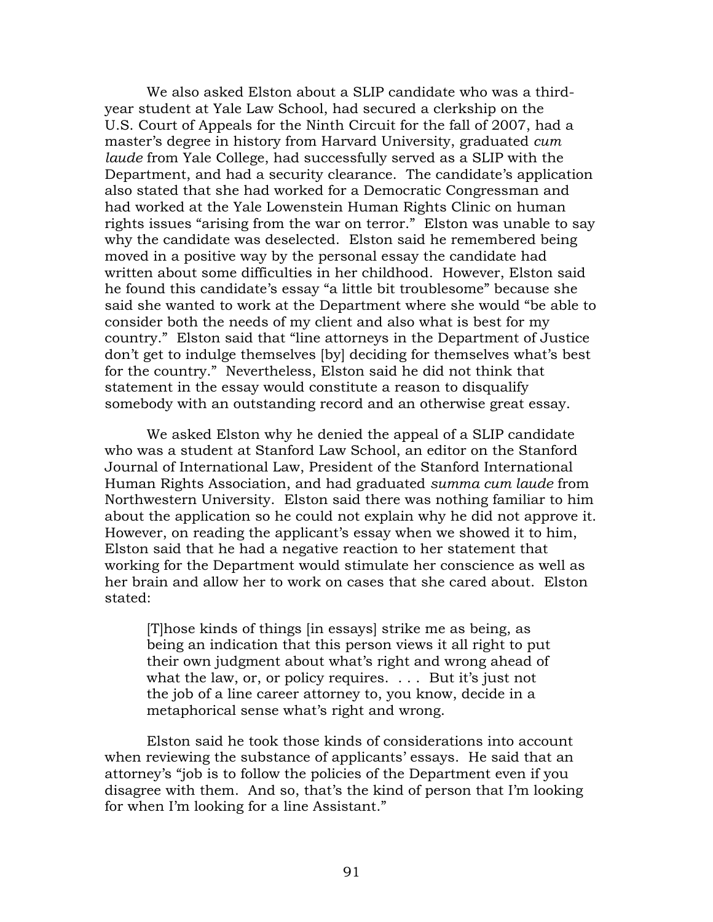We also asked Elston about a SLIP candidate who was a third-year student at Yale Law School, had secured a clerkship on the U.S. Court of Appeals for the Ninth Circuit for the fall of 2007, had a master's degree in history from Harvard University, graduated *cum laude* from Yale College, had successfully served as a SLIP with the Department, and had a security clearance. The candidate's application also stated that she had worked for a Democratic Congressman and had worked at the Yale Lowenstein Human Rights Clinic on human rights issues "arising from the war on terror." Elston was unable to say why the candidate was deselected. Elston said he remembered being moved in a positive way by the personal essay the candidate had written about some difficulties in her childhood. However, Elston said he found this candidate's essay "a little bit troublesome" because she said she wanted to work at the Department where she would "be able to consider both the needs of my client and also what is best for my country." Elston said that "line attorneys in the Department of Justice don't get to indulge themselves [by] deciding for themselves what's best for the country." Nevertheless, Elston said he did not think that statement in the essay would constitute a reason to disqualify somebody with an outstanding record and an otherwise great essay.

We asked Elston why he denied the appeal of a SLIP candidate who was a student at Stanford Law School, an editor on the Stanford Journal of International Law, President of the Stanford International Human Rights Association, and had graduated *summa cum laude* from Northwestern University. Elston said there was nothing familiar to him about the application so he could not explain why he did not approve it. However, on reading the applicant's essay when we showed it to him, Elston said that he had a negative reaction to her statement that working for the Department would stimulate her conscience as well as her brain and allow her to work on cases that she cared about. Elston stated:

> [T]hose kinds of things [in essays] strike me as being, as being an indication that this person views it all right to put their own judgment about what's right and wrong ahead of what the law, or, or policy requires. . . . But it's just not the job of a line career attorney to, you know, decide in a metaphorical sense what's right and wrong.

Elston said he took those kinds of considerations into account when reviewing the substance of applicants' essays. He said that an attorney's "job is to follow the policies of the Department even if you disagree with them. And so, that's the kind of person that I'm looking for when I'm looking for a line Assistant."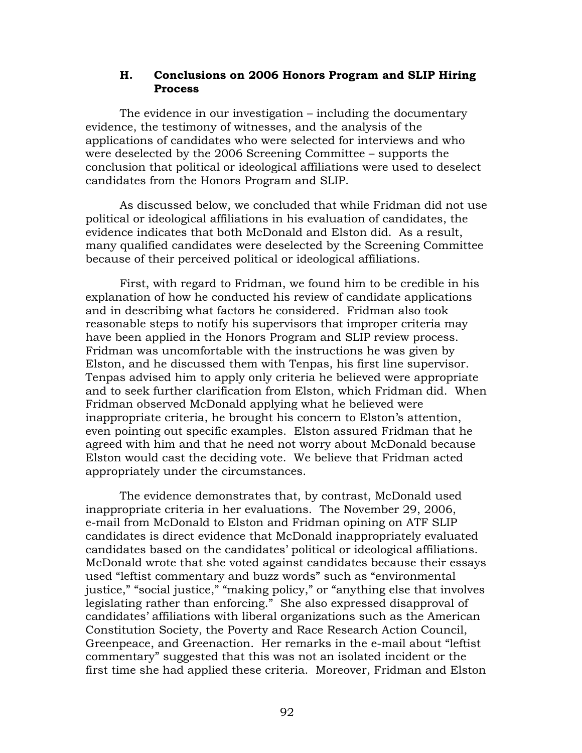### H. Conclusions on 2006 Honors Program and SLIP Hiring Process

The evidence in our investigation – including the documentary evidence, the testimony of witnesses, and the analysis of the applications of candidates who were selected for interviews and who were deselected by the 2006 Screening Committee – supports the conclusion that political or ideological affiliations were used to deselect candidates from the Honors Program and SLIP.

As discussed below, we concluded that while Fridman did not use political or ideological affiliations in his evaluation of candidates, the evidence indicates that both McDonald and Elston did. As a result, many qualified candidates were deselected by the Screening Committee because of their perceived political or ideological affiliations.

First, with regard to Fridman, we found him to be credible in his explanation of how he conducted his review of candidate applications and in describing what factors he considered. Fridman also took reasonable steps to notify his supervisors that improper criteria may have been applied in the Honors Program and SLIP review process. Fridman was uncomfortable with the instructions he was given by Elston, and he discussed them with Tenpas, his first line supervisor. Tenpas advised him to apply only criteria he believed were appropriate and to seek further clarification from Elston, which Fridman did. When Fridman observed McDonald applying what he believed were inappropriate criteria, he brought his concern to Elston's attention, even pointing out specific examples. Elston assured Fridman that he agreed with him and that he need not worry about McDonald because Elston would cast the deciding vote. We believe that Fridman acted appropriately under the circumstances.

The evidence demonstrates that, by contrast, McDonald used inappropriate criteria in her evaluations. The November 29, 2006, e-mail from McDonald to Elston and Fridman opining on ATF SLIP candidates is direct evidence that McDonald inappropriately evaluated candidates based on the candidates' political or ideological affiliations. McDonald wrote that she voted against candidates because their essays used "leftist commentary and buzz words" such as "environmental justice," "social justice," "making policy," or "anything else that involves legislating rather than enforcing." She also expressed disapproval of candidates' affiliations with liberal organizations such as the American Constitution Society, the Poverty and Race Research Action Council, Greenpeace, and Greenaction. Her remarks in the e-mail about "leftist commentary" suggested that this was not an isolated incident or the first time she had applied these criteria. Moreover, Fridman and Elston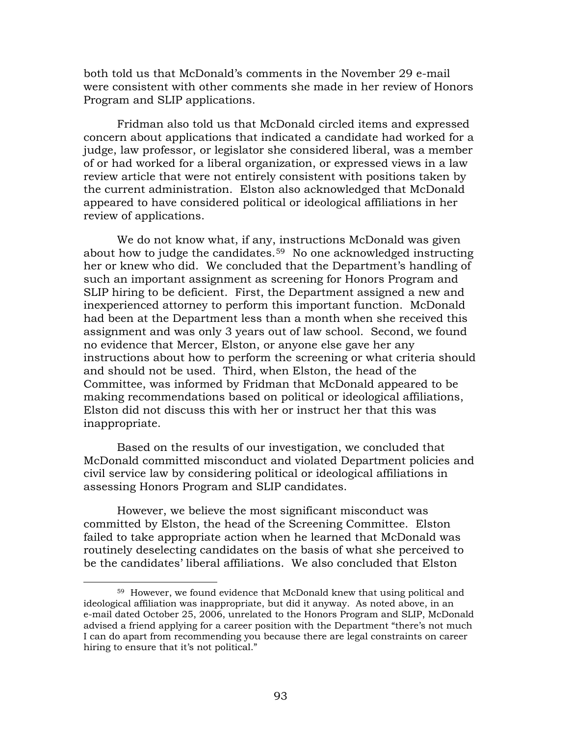both told us that McDonald's comments in the November 29 e-mail were consistent with other comments she made in her review of Honors Program and SLIP applications.

Fridman also told us that McDonald circled items and expressed concern about applications that indicated a candidate had worked for a judge, law professor, or legislator she considered liberal, was a member of or had worked for a liberal organization, or expressed views in a law review article that were not entirely consistent with positions taken by the current administration. Elston also acknowledged that McDonald appeared to have considered political or ideological affiliations in her review of applications.

We do not know what, if any, instructions McDonald was given about how to judge the candidates.[59] No one acknowledged instructing her or knew who did. We concluded that the Department's handling of such an important assignment as screening for Honors Program and SLIP hiring to be deficient. First, the Department assigned a new and inexperienced attorney to perform this important function. McDonald had been at the Department less than a month when she received this assignment and was only 3 years out of law school. Second, we found no evidence that Mercer, Elston, or anyone else gave her any instructions about how to perform the screening or what criteria should and should not be used. Third, when Elston, the head of the Committee, was informed by Fridman that McDonald appeared to be making recommendations based on political or ideological affiliations, Elston did not discuss this with her or instruct her that this was inappropriate.

Based on the results of our investigation, we concluded that McDonald committed misconduct and violated Department policies and civil service law by considering political or ideological affiliations in assessing Honors Program and SLIP candidates.

However, we believe the most significant misconduct was committed by Elston, the head of the Screening Committee. Elston failed to take appropriate action when he learned that McDonald was routinely deselecting candidates on the basis of what she perceived to be the candidates' liberal affiliations. We also concluded that Elston

[59] However, we found evidence that McDonald knew that using political and ideological affiliation was inappropriate, but did it anyway. As noted above, in an e-mail dated October 25, 2006, unrelated to the Honors Program and SLIP, McDonald advised a friend applying for a career position with the Department "there's not much I can do apart from recommending you because there are legal constraints on career hiring to ensure that it's not political."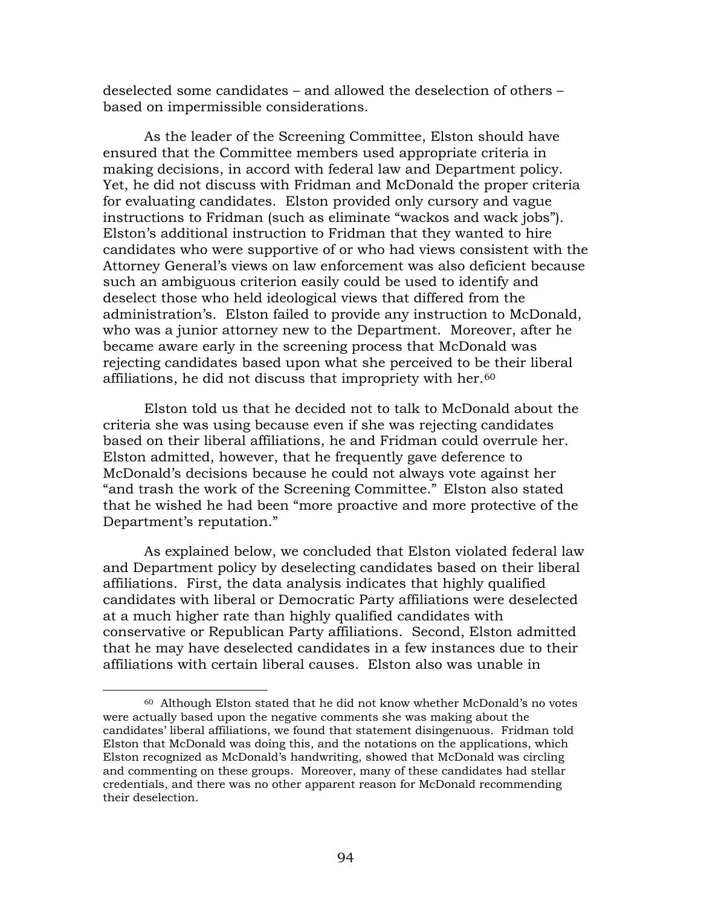deselected some candidates – and allowed the deselection of others – based on impermissible considerations.

As the leader of the Screening Committee, Elston should have ensured that the Committee members used appropriate criteria in making decisions, in accord with federal law and Department policy. Yet, he did not discuss with Fridman and McDonald the proper criteria for evaluating candidates. Elston provided only cursory and vague instructions to Fridman (such as eliminate "wackos and wack jobs"). Elston's additional instruction to Fridman that they wanted to hire candidates who were supportive of or who had views consistent with the Attorney General's views on law enforcement was also deficient because such an ambiguous criterion easily could be used to identify and deselect those who held ideological views that differed from the administration's. Elston failed to provide any instruction to McDonald, who was a junior attorney new to the Department. Moreover, after he became aware early in the screening process that McDonald was rejecting candidates based upon what she perceived to be their liberal affiliations, he did not discuss that impropriety with her.[60]

Elston told us that he decided not to talk to McDonald about the criteria she was using because even if she was rejecting candidates based on their liberal affiliations, he and Fridman could overrule her. Elston admitted, however, that he frequently gave deference to McDonald's decisions because he could not always vote against her "and trash the work of the Screening Committee." Elston also stated that he wished he had been "more proactive and more protective of the Department's reputation."

As explained below, we concluded that Elston violated federal law and Department policy by deselecting candidates based on their liberal affiliations. First, the data analysis indicates that highly qualified candidates with liberal or Democratic Party affiliations were deselected at a much higher rate than highly qualified candidates with conservative or Republican Party affiliations. Second, Elston admitted that he may have deselected candidates in a few instances due to their affiliations with certain liberal causes. Elston also was unable in

---

[60] Although Elston stated that he did not know whether McDonald's no votes were actually based upon the negative comments she was making about the candidates' liberal affiliations, we found that statement disingenuous. Fridman told Elston that McDonald was doing this, and the notations on the applications, which Elston recognized as McDonald's handwriting, showed that McDonald was circling and commenting on these groups. Moreover, many of these candidates had stellar credentials, and there was no other apparent reason for McDonald recommending their deselection.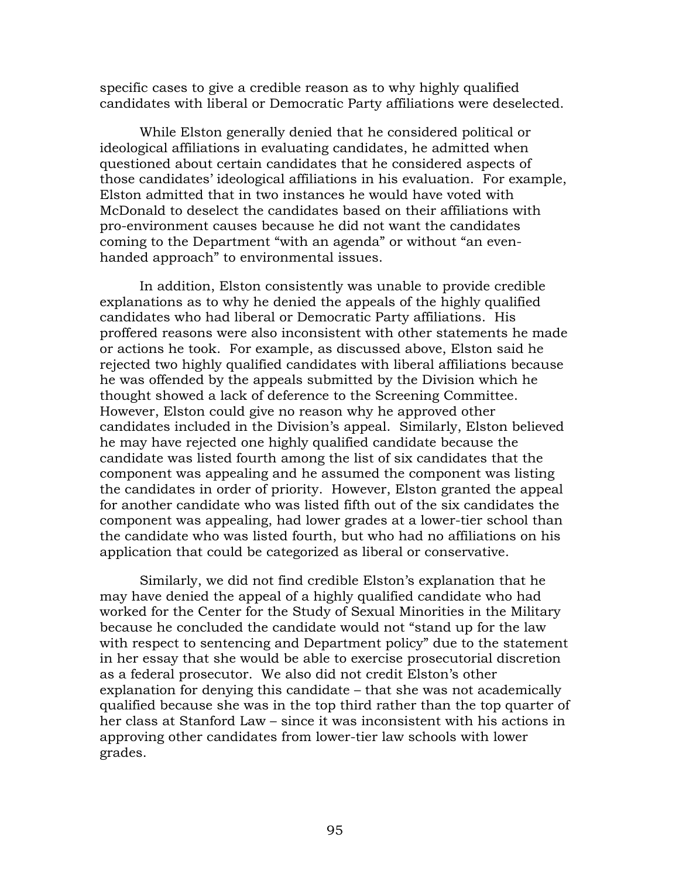specific cases to give a credible reason as to why highly qualified candidates with liberal or Democratic Party affiliations were deselected.

While Elston generally denied that he considered political or ideological affiliations in evaluating candidates, he admitted when questioned about certain candidates that he considered aspects of those candidates' ideological affiliations in his evaluation. For example, Elston admitted that in two instances he would have voted with McDonald to deselect the candidates based on their affiliations with pro-environment causes because he did not want the candidates coming to the Department "with an agenda" or without "an even-handed approach" to environmental issues.

In addition, Elston consistently was unable to provide credible explanations as to why he denied the appeals of the highly qualified candidates who had liberal or Democratic Party affiliations. His proffered reasons were also inconsistent with other statements he made or actions he took. For example, as discussed above, Elston said he rejected two highly qualified candidates with liberal affiliations because he was offended by the appeals submitted by the Division which he thought showed a lack of deference to the Screening Committee. However, Elston could give no reason why he approved other candidates included in the Division's appeal. Similarly, Elston believed he may have rejected one highly qualified candidate because the candidate was listed fourth among the list of six candidates that the component was appealing and he assumed the component was listing the candidates in order of priority. However, Elston granted the appeal for another candidate who was listed fifth out of the six candidates the component was appealing, had lower grades at a lower-tier school than the candidate who was listed fourth, but who had no affiliations on his application that could be categorized as liberal or conservative.

Similarly, we did not find credible Elston's explanation that he may have denied the appeal of a highly qualified candidate who had worked for the Center for the Study of Sexual Minorities in the Military because he concluded the candidate would not "stand up for the law with respect to sentencing and Department policy" due to the statement in her essay that she would be able to exercise prosecutorial discretion as a federal prosecutor. We also did not credit Elston's other explanation for denying this candidate – that she was not academically qualified because she was in the top third rather than the top quarter of her class at Stanford Law – since it was inconsistent with his actions in approving other candidates from lower-tier law schools with lower grades.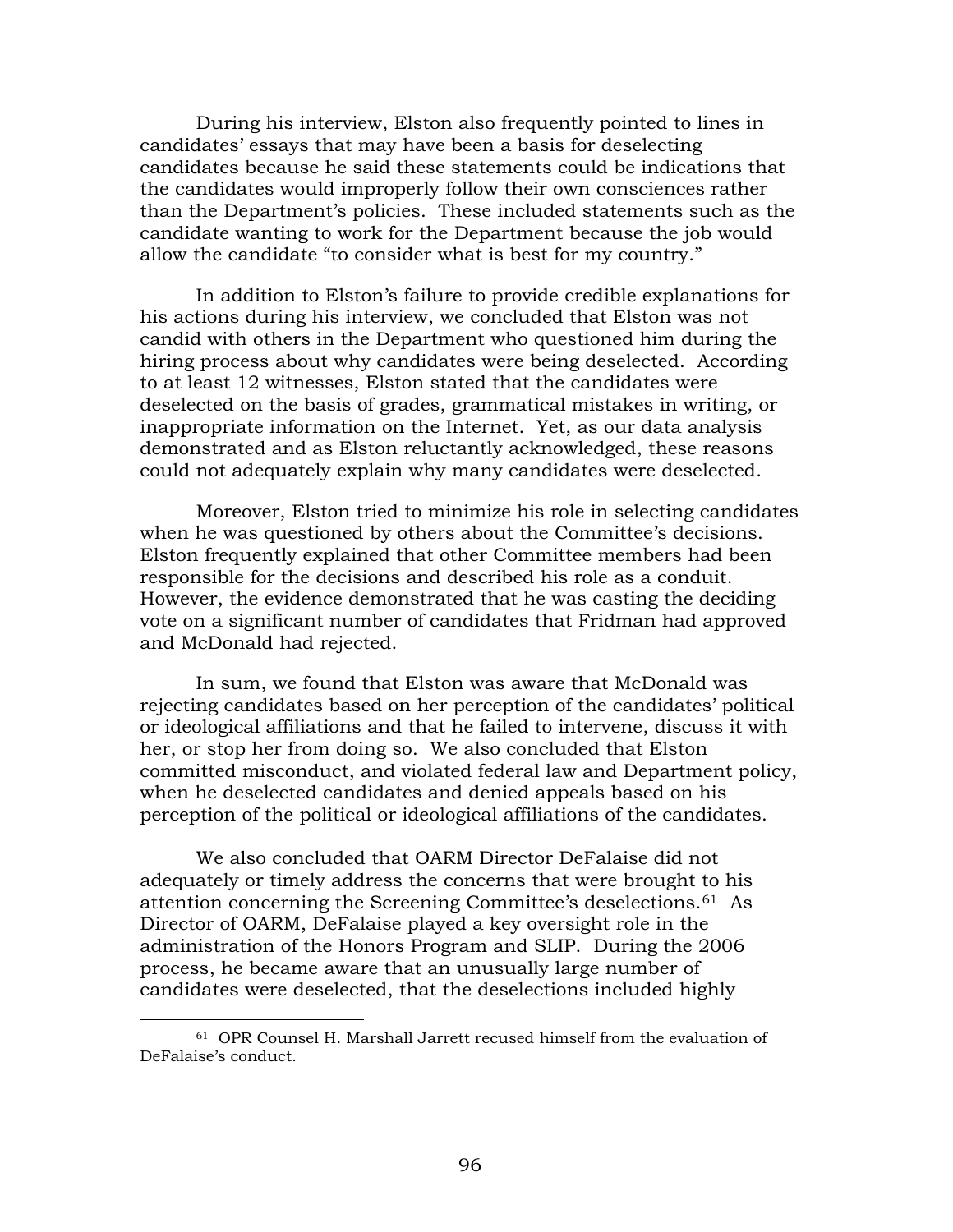During his interview, Elston also frequently pointed to lines in candidates' essays that may have been a basis for deselecting candidates because he said these statements could be indications that the candidates would improperly follow their own consciences rather than the Department's policies. These included statements such as the candidate wanting to work for the Department because the job would allow the candidate "to consider what is best for my country."

In addition to Elston's failure to provide credible explanations for his actions during his interview, we concluded that Elston was not candid with others in the Department who questioned him during the hiring process about why candidates were being deselected. According to at least 12 witnesses, Elston stated that the candidates were deselected on the basis of grades, grammatical mistakes in writing, or inappropriate information on the Internet. Yet, as our data analysis demonstrated and as Elston reluctantly acknowledged, these reasons could not adequately explain why many candidates were deselected.

Moreover, Elston tried to minimize his role in selecting candidates when he was questioned by others about the Committee's decisions. Elston frequently explained that other Committee members had been responsible for the decisions and described his role as a conduit. However, the evidence demonstrated that he was casting the deciding vote on a significant number of candidates that Fridman had approved and McDonald had rejected.

In sum, we found that Elston was aware that McDonald was rejecting candidates based on her perception of the candidates' political or ideological affiliations and that he failed to intervene, discuss it with her, or stop her from doing so. We also concluded that Elston committed misconduct, and violated federal law and Department policy, when he deselected candidates and denied appeals based on his perception of the political or ideological affiliations of the candidates.

We also concluded that OARM Director DeFalaise did not adequately or timely address the concerns that were brought to his attention concerning the Screening Committee's deselections.[61] As Director of OARM, DeFalaise played a key oversight role in the administration of the Honors Program and SLIP. During the 2006 process, he became aware that an unusually large number of candidates were deselected, that the deselections included highly

[61] OPR Counsel H. Marshall Jarrett recused himself from the evaluation of DeFalaise's conduct.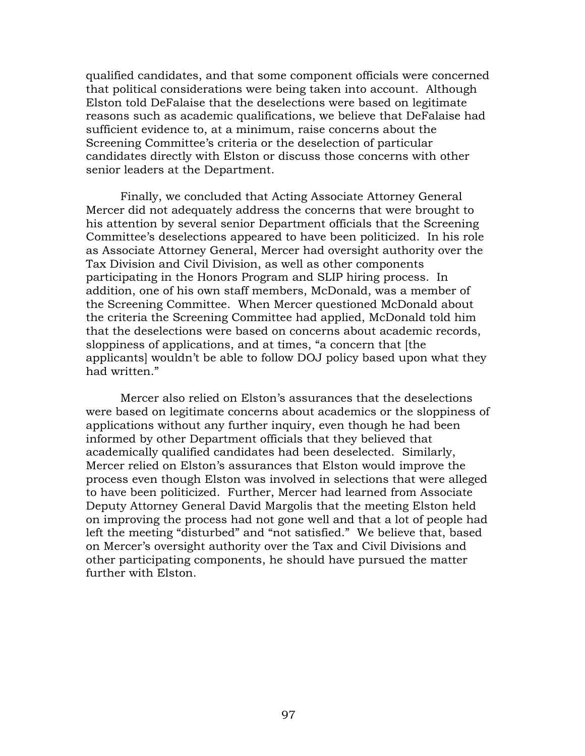qualified candidates, and that some component officials were concerned that political considerations were being taken into account. Although Elston told DeFalaise that the deselections were based on legitimate reasons such as academic qualifications, we believe that DeFalaise had sufficient evidence to, at a minimum, raise concerns about the Screening Committee's criteria or the deselection of particular candidates directly with Elston or discuss those concerns with other senior leaders at the Department.

Finally, we concluded that Acting Associate Attorney General Mercer did not adequately address the concerns that were brought to his attention by several senior Department officials that the Screening Committee's deselections appeared to have been politicized. In his role as Associate Attorney General, Mercer had oversight authority over the Tax Division and Civil Division, as well as other components participating in the Honors Program and SLIP hiring process. In addition, one of his own staff members, McDonald, was a member of the Screening Committee. When Mercer questioned McDonald about the criteria the Screening Committee had applied, McDonald told him that the deselections were based on concerns about academic records, sloppiness of applications, and at times, "a concern that [the applicants] wouldn't be able to follow DOJ policy based upon what they had written."

Mercer also relied on Elston's assurances that the deselections were based on legitimate concerns about academics or the sloppiness of applications without any further inquiry, even though he had been informed by other Department officials that they believed that academically qualified candidates had been deselected. Similarly, Mercer relied on Elston's assurances that Elston would improve the process even though Elston was involved in selections that were alleged to have been politicized. Further, Mercer had learned from Associate Deputy Attorney General David Margolis that the meeting Elston held on improving the process had not gone well and that a lot of people had left the meeting "disturbed" and "not satisfied." We believe that, based on Mercer's oversight authority over the Tax and Civil Divisions and other participating components, he should have pursued the matter further with Elston.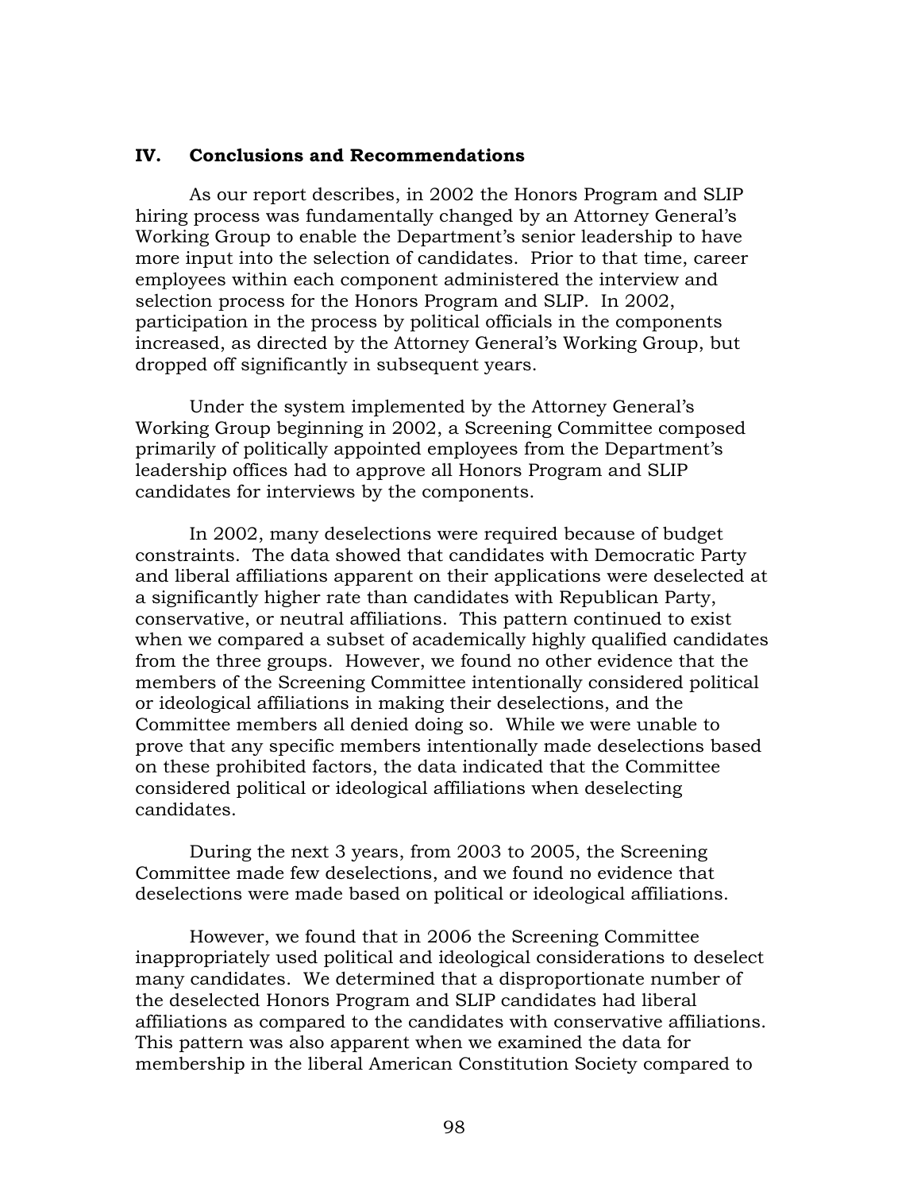## IV. Conclusions and Recommendations

As our report describes, in 2002 the Honors Program and SLIP hiring process was fundamentally changed by an Attorney General's Working Group to enable the Department's senior leadership to have more input into the selection of candidates. Prior to that time, career employees within each component administered the interview and selection process for the Honors Program and SLIP. In 2002, participation in the process by political officials in the components increased, as directed by the Attorney General's Working Group, but dropped off significantly in subsequent years.

Under the system implemented by the Attorney General's Working Group beginning in 2002, a Screening Committee composed primarily of politically appointed employees from the Department's leadership offices had to approve all Honors Program and SLIP candidates for interviews by the components.

In 2002, many deselections were required because of budget constraints. The data showed that candidates with Democratic Party and liberal affiliations apparent on their applications were deselected at a significantly higher rate than candidates with Republican Party, conservative, or neutral affiliations. This pattern continued to exist when we compared a subset of academically highly qualified candidates from the three groups. However, we found no other evidence that the members of the Screening Committee intentionally considered political or ideological affiliations in making their deselections, and the Committee members all denied doing so. While we were unable to prove that any specific members intentionally made deselections based on these prohibited factors, the data indicated that the Committee considered political or ideological affiliations when deselecting candidates.

During the next 3 years, from 2003 to 2005, the Screening Committee made few deselections, and we found no evidence that deselections were made based on political or ideological affiliations.

However, we found that in 2006 the Screening Committee inappropriately used political and ideological considerations to deselect many candidates. We determined that a disproportionate number of the deselected Honors Program and SLIP candidates had liberal affiliations as compared to the candidates with conservative affiliations. This pattern was also apparent when we examined the data for membership in the liberal American Constitution Society compared to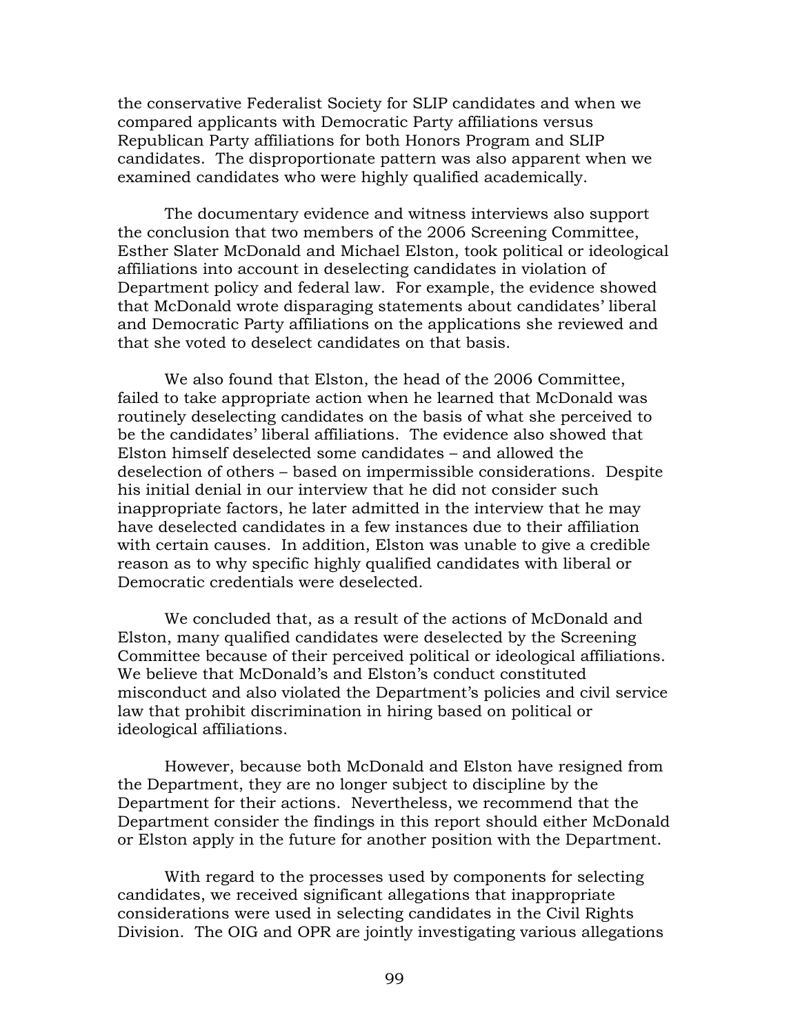the conservative Federalist Society for SLIP candidates and when we compared applicants with Democratic Party affiliations versus Republican Party affiliations for both Honors Program and SLIP candidates. The disproportionate pattern was also apparent when we examined candidates who were highly qualified academically.

The documentary evidence and witness interviews also support the conclusion that two members of the 2006 Screening Committee, Esther Slater McDonald and Michael Elston, took political or ideological affiliations into account in deselecting candidates in violation of Department policy and federal law. For example, the evidence showed that McDonald wrote disparaging statements about candidates' liberal and Democratic Party affiliations on the applications she reviewed and that she voted to deselect candidates on that basis.

We also found that Elston, the head of the 2006 Committee, failed to take appropriate action when he learned that McDonald was routinely deselecting candidates on the basis of what she perceived to be the candidates' liberal affiliations. The evidence also showed that Elston himself deselected some candidates – and allowed the deselection of others – based on impermissible considerations. Despite his initial denial in our interview that he did not consider such inappropriate factors, he later admitted in the interview that he may have deselected candidates in a few instances due to their affiliation with certain causes. In addition, Elston was unable to give a credible reason as to why specific highly qualified candidates with liberal or Democratic credentials were deselected.

We concluded that, as a result of the actions of McDonald and Elston, many qualified candidates were deselected by the Screening Committee because of their perceived political or ideological affiliations. We believe that McDonald's and Elston's conduct constituted misconduct and also violated the Department's policies and civil service law that prohibit discrimination in hiring based on political or ideological affiliations.

However, because both McDonald and Elston have resigned from the Department, they are no longer subject to discipline by the Department for their actions. Nevertheless, we recommend that the Department consider the findings in this report should either McDonald or Elston apply in the future for another position with the Department.

With regard to the processes used by components for selecting candidates, we received significant allegations that inappropriate considerations were used in selecting candidates in the Civil Rights Division. The OIG and OPR are jointly investigating various allegations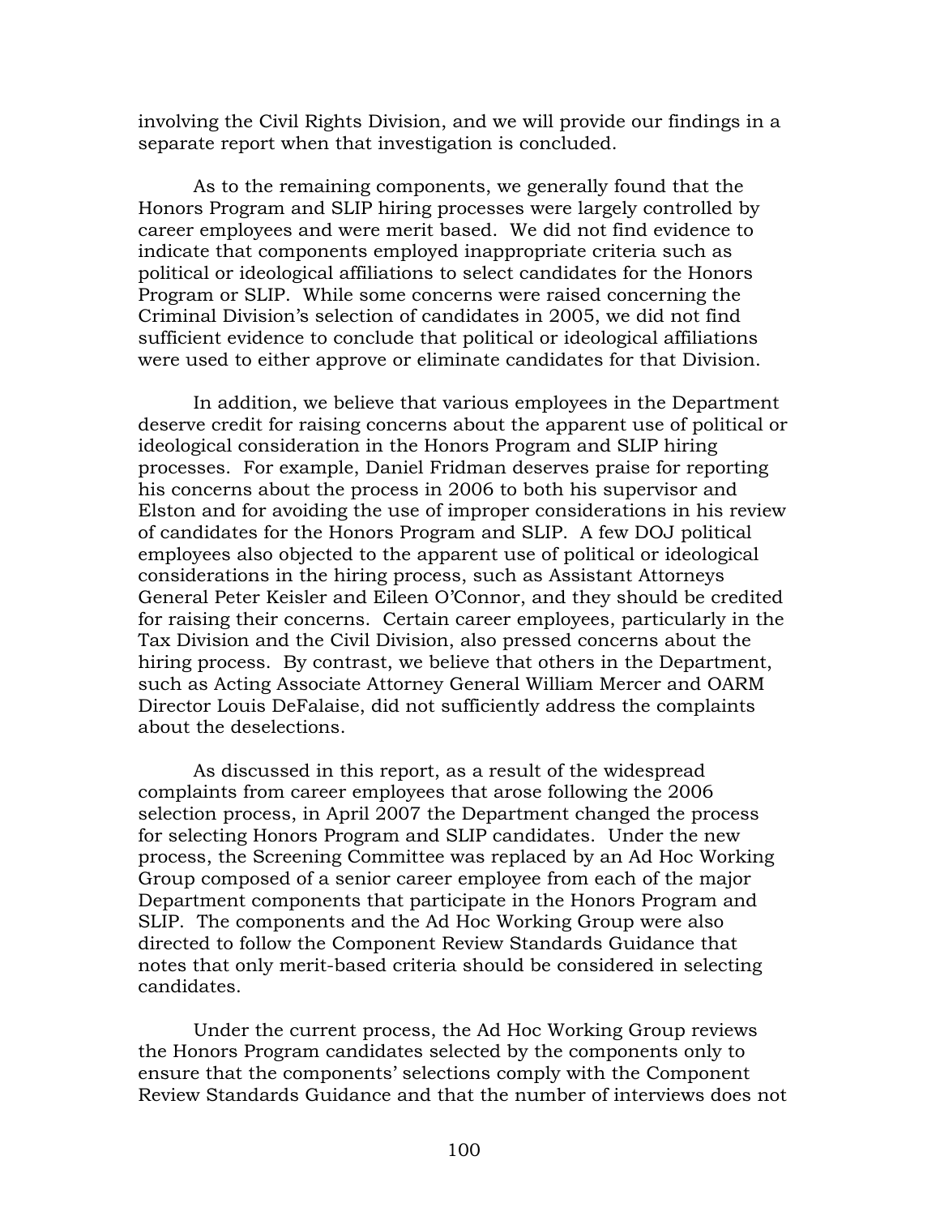involving the Civil Rights Division, and we will provide our findings in a separate report when that investigation is concluded.

As to the remaining components, we generally found that the Honors Program and SLIP hiring processes were largely controlled by career employees and were merit based. We did not find evidence to indicate that components employed inappropriate criteria such as political or ideological affiliations to select candidates for the Honors Program or SLIP. While some concerns were raised concerning the Criminal Division's selection of candidates in 2005, we did not find sufficient evidence to conclude that political or ideological affiliations were used to either approve or eliminate candidates for that Division.

In addition, we believe that various employees in the Department deserve credit for raising concerns about the apparent use of political or ideological consideration in the Honors Program and SLIP hiring processes. For example, Daniel Fridman deserves praise for reporting his concerns about the process in 2006 to both his supervisor and Elston and for avoiding the use of improper considerations in his review of candidates for the Honors Program and SLIP. A few DOJ political employees also objected to the apparent use of political or ideological considerations in the hiring process, such as Assistant Attorneys General Peter Keisler and Eileen O'Connor, and they should be credited for raising their concerns. Certain career employees, particularly in the Tax Division and the Civil Division, also pressed concerns about the hiring process. By contrast, we believe that others in the Department, such as Acting Associate Attorney General William Mercer and OARM Director Louis DeFalaise, did not sufficiently address the complaints about the deselections.

As discussed in this report, as a result of the widespread complaints from career employees that arose following the 2006 selection process, in April 2007 the Department changed the process for selecting Honors Program and SLIP candidates. Under the new process, the Screening Committee was replaced by an Ad Hoc Working Group composed of a senior career employee from each of the major Department components that participate in the Honors Program and SLIP. The components and the Ad Hoc Working Group were also directed to follow the Component Review Standards Guidance that notes that only merit-based criteria should be considered in selecting candidates.

Under the current process, the Ad Hoc Working Group reviews the Honors Program candidates selected by the components only to ensure that the components' selections comply with the Component Review Standards Guidance and that the number of interviews does not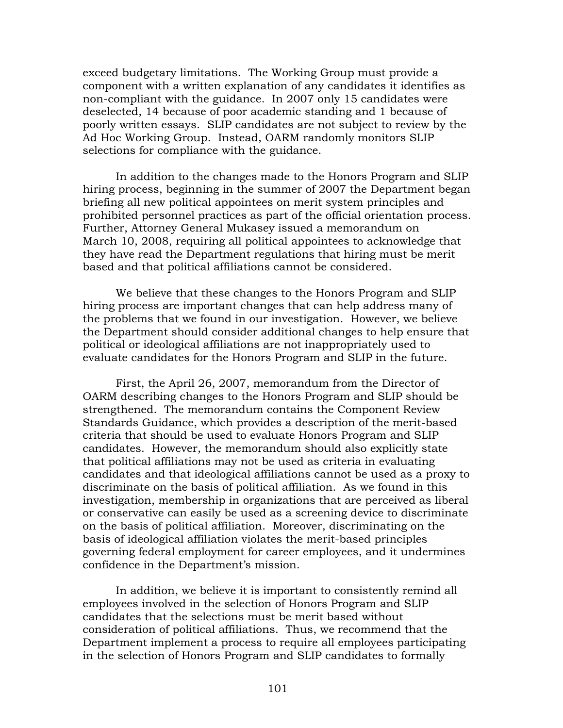exceed budgetary limitations. The Working Group must provide a component with a written explanation of any candidates it identifies as non-compliant with the guidance. In 2007 only 15 candidates were deselected, 14 because of poor academic standing and 1 because of poorly written essays. SLIP candidates are not subject to review by the Ad Hoc Working Group. Instead, OARM randomly monitors SLIP selections for compliance with the guidance.

In addition to the changes made to the Honors Program and SLIP hiring process, beginning in the summer of 2007 the Department began briefing all new political appointees on merit system principles and prohibited personnel practices as part of the official orientation process. Further, Attorney General Mukasey issued a memorandum on March 10, 2008, requiring all political appointees to acknowledge that they have read the Department regulations that hiring must be merit based and that political affiliations cannot be considered.

We believe that these changes to the Honors Program and SLIP hiring process are important changes that can help address many of the problems that we found in our investigation. However, we believe the Department should consider additional changes to help ensure that political or ideological affiliations are not inappropriately used to evaluate candidates for the Honors Program and SLIP in the future.

First, the April 26, 2007, memorandum from the Director of OARM describing changes to the Honors Program and SLIP should be strengthened. The memorandum contains the Component Review Standards Guidance, which provides a description of the merit-based criteria that should be used to evaluate Honors Program and SLIP candidates. However, the memorandum should also explicitly state that political affiliations may not be used as criteria in evaluating candidates and that ideological affiliations cannot be used as a proxy to discriminate on the basis of political affiliation. As we found in this investigation, membership in organizations that are perceived as liberal or conservative can easily be used as a screening device to discriminate on the basis of political affiliation. Moreover, discriminating on the basis of ideological affiliation violates the merit-based principles governing federal employment for career employees, and it undermines confidence in the Department's mission.

In addition, we believe it is important to consistently remind all employees involved in the selection of Honors Program and SLIP candidates that the selections must be merit based without consideration of political affiliations. Thus, we recommend that the Department implement a process to require all employees participating in the selection of Honors Program and SLIP candidates to formally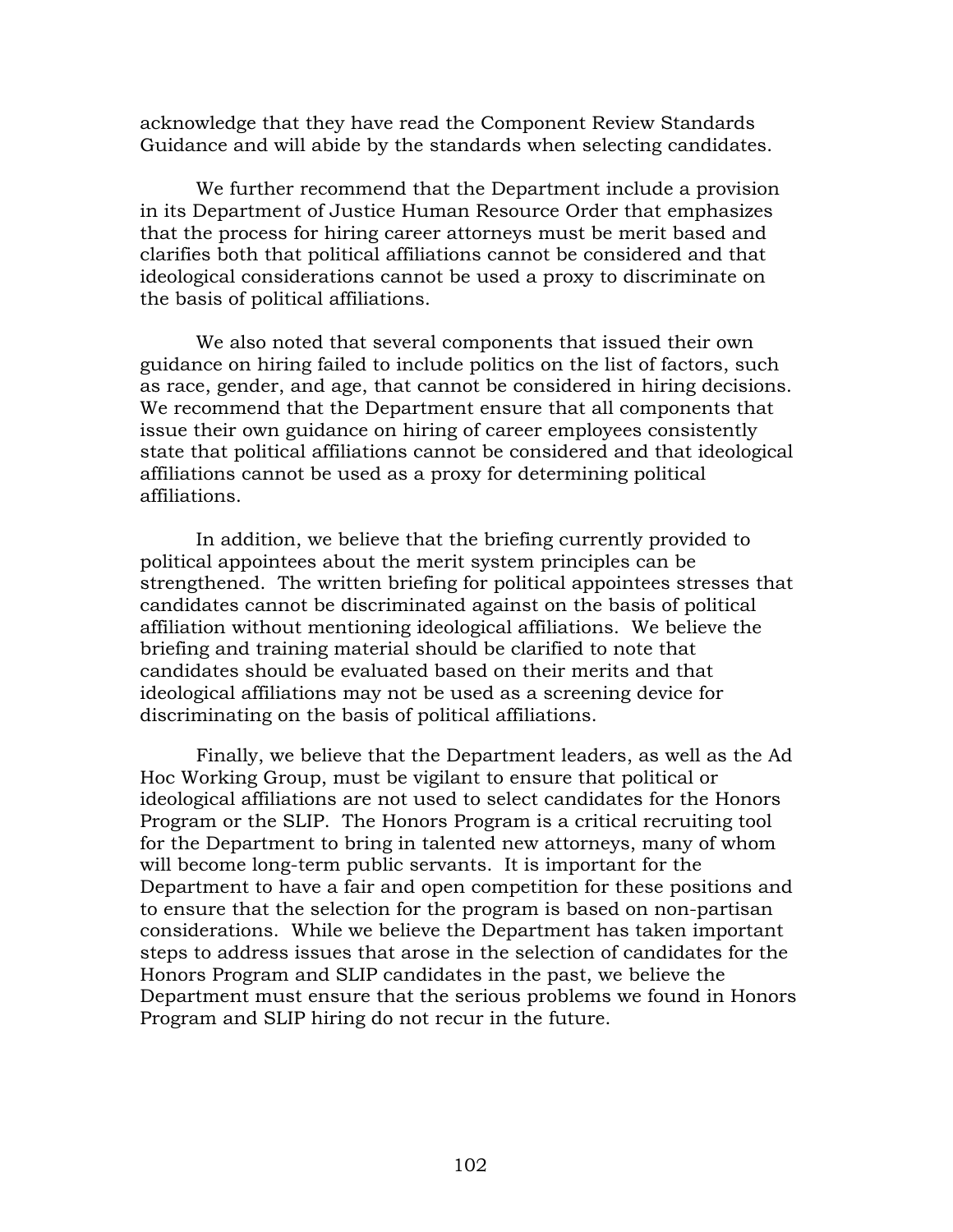acknowledge that they have read the Component Review Standards Guidance and will abide by the standards when selecting candidates.

We further recommend that the Department include a provision in its Department of Justice Human Resource Order that emphasizes that the process for hiring career attorneys must be merit based and clarifies both that political affiliations cannot be considered and that ideological considerations cannot be used a proxy to discriminate on the basis of political affiliations.

We also noted that several components that issued their own guidance on hiring failed to include politics on the list of factors, such as race, gender, and age, that cannot be considered in hiring decisions. We recommend that the Department ensure that all components that issue their own guidance on hiring of career employees consistently state that political affiliations cannot be considered and that ideological affiliations cannot be used as a proxy for determining political affiliations.

In addition, we believe that the briefing currently provided to political appointees about the merit system principles can be strengthened. The written briefing for political appointees stresses that candidates cannot be discriminated against on the basis of political affiliation without mentioning ideological affiliations. We believe the briefing and training material should be clarified to note that candidates should be evaluated based on their merits and that ideological affiliations may not be used as a screening device for discriminating on the basis of political affiliations.

Finally, we believe that the Department leaders, as well as the Ad Hoc Working Group, must be vigilant to ensure that political or ideological affiliations are not used to select candidates for the Honors Program or the SLIP. The Honors Program is a critical recruiting tool for the Department to bring in talented new attorneys, many of whom will become long-term public servants. It is important for the Department to have a fair and open competition for these positions and to ensure that the selection for the program is based on non-partisan considerations. While we believe the Department has taken important steps to address issues that arose in the selection of candidates for the Honors Program and SLIP candidates in the past, we believe the Department must ensure that the serious problems we found in Honors Program and SLIP hiring do not recur in the future.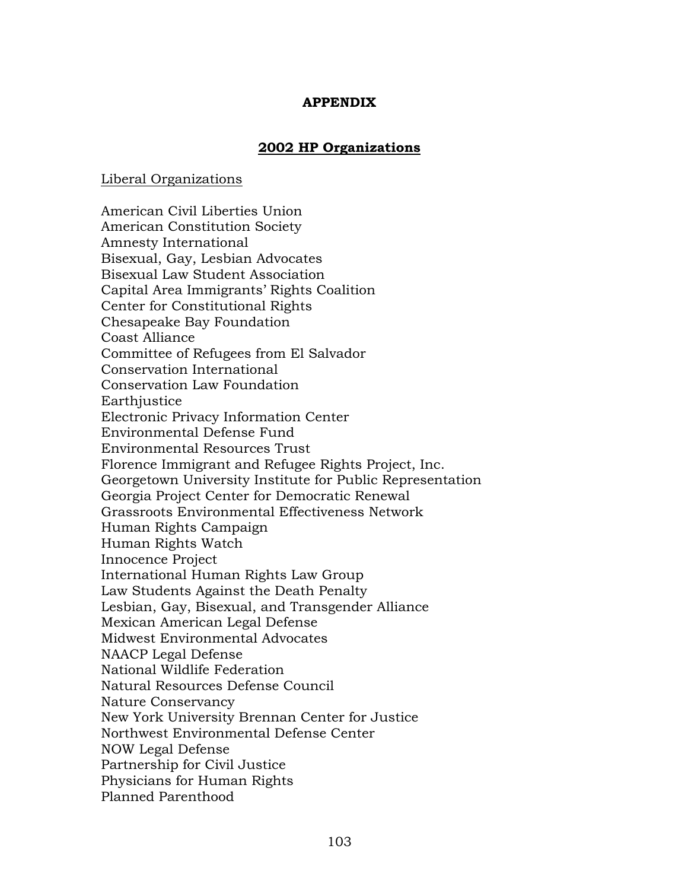# APPENDIX

## 2002 HP Organizations

Liberal Organizations

American Civil Liberties Union
American Constitution Society
Amnesty International
Bisexual, Gay, Lesbian Advocates
Bisexual Law Student Association
Capital Area Immigrants' Rights Coalition
Center for Constitutional Rights
Chesapeake Bay Foundation
Coast Alliance
Committee of Refugees from El Salvador
Conservation International
Conservation Law Foundation
Earthjustice
Electronic Privacy Information Center
Environmental Defense Fund
Environmental Resources Trust
Florence Immigrant and Refugee Rights Project, Inc.
Georgetown University Institute for Public Representation
Georgia Project Center for Democratic Renewal
Grassroots Environmental Effectiveness Network
Human Rights Campaign
Human Rights Watch
Innocence Project
International Human Rights Law Group
Law Students Against the Death Penalty
Lesbian, Gay, Bisexual, and Transgender Alliance
Mexican American Legal Defense
Midwest Environmental Advocates
NAACP Legal Defense
National Wildlife Federation
Natural Resources Defense Council
Nature Conservancy
New York University Brennan Center for Justice
Northwest Environmental Defense Center
NOW Legal Defense
Partnership for Civil Justice
Physicians for Human Rights
Planned Parenthood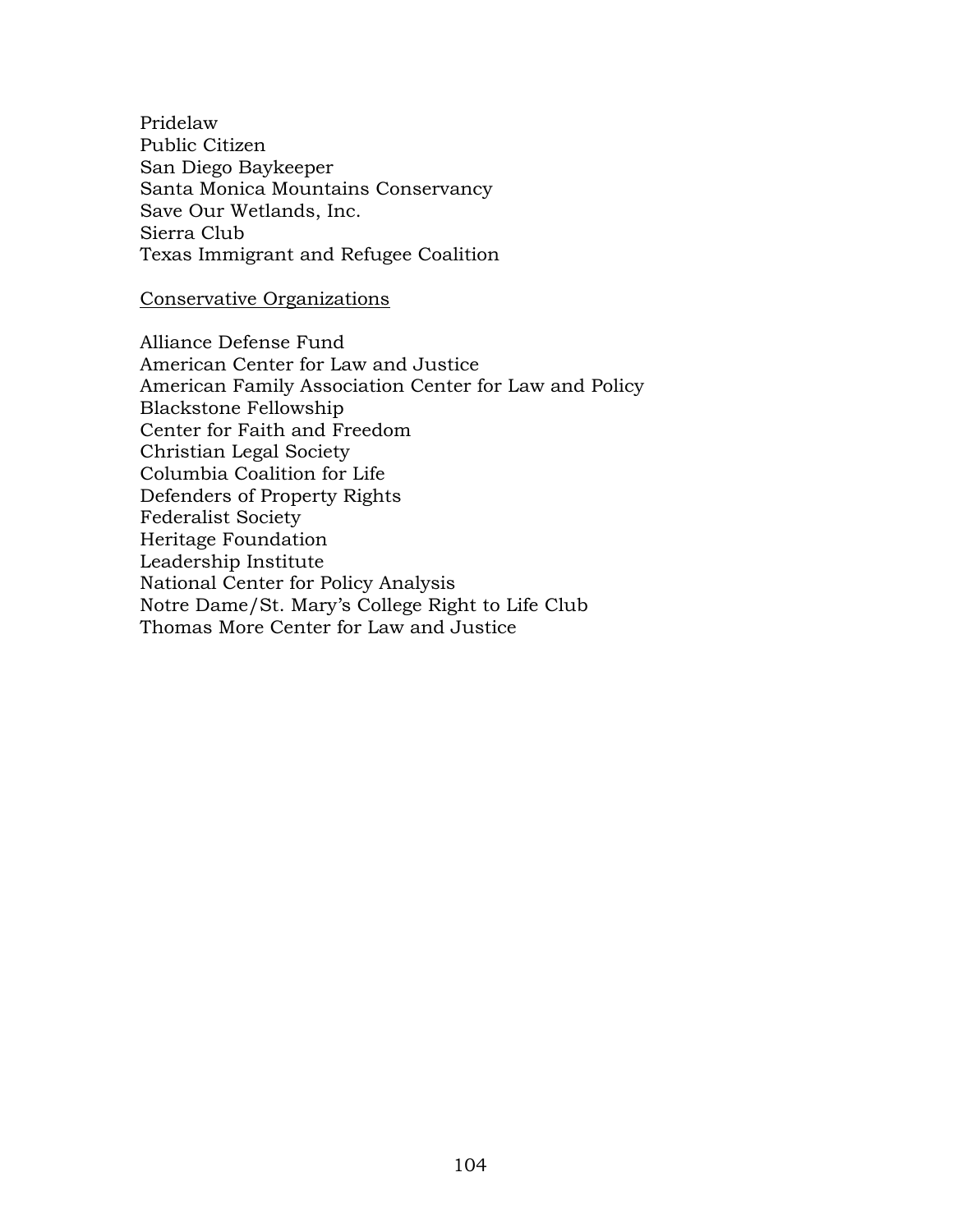Pridelaw
Public Citizen
San Diego Baykeeper
Santa Monica Mountains Conservancy
Save Our Wetlands, Inc.
Sierra Club
Texas Immigrant and Refugee Coalition

<u>Conservative Organizations</u>

Alliance Defense Fund
American Center for Law and Justice
American Family Association Center for Law and Policy
Blackstone Fellowship
Center for Faith and Freedom
Christian Legal Society
Columbia Coalition for Life
Defenders of Property Rights
Federalist Society
Heritage Foundation
Leadership Institute
National Center for Policy Analysis
Notre Dame/St. Mary's College Right to Life Club
Thomas More Center for Law and Justice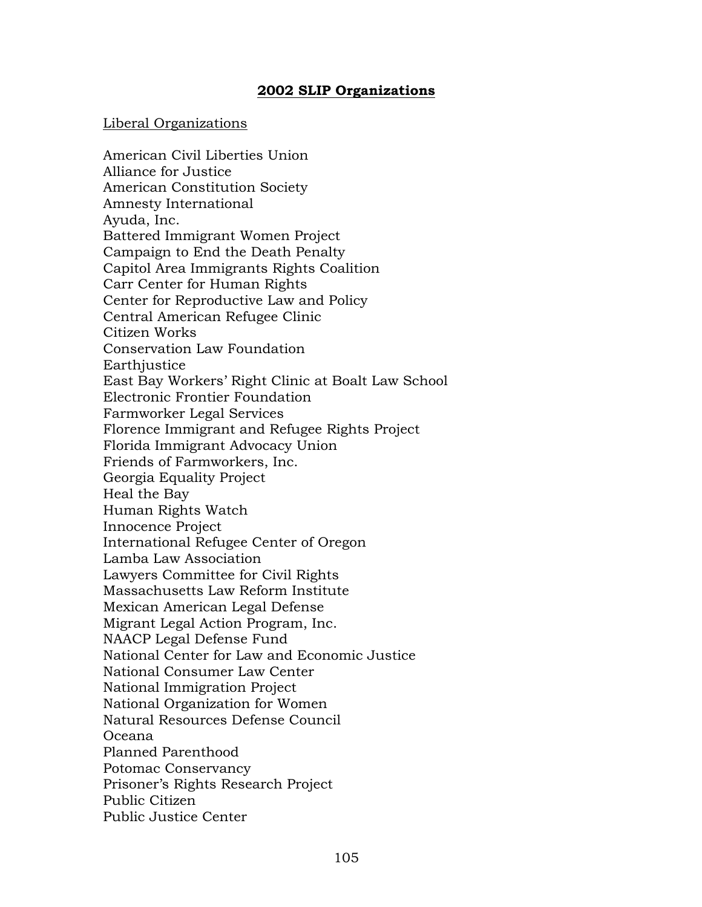## **2002 SLIP Organizations**

Liberal Organizations

American Civil Liberties Union
Alliance for Justice
American Constitution Society
Amnesty International
Ayuda, Inc.
Battered Immigrant Women Project
Campaign to End the Death Penalty
Capitol Area Immigrants Rights Coalition
Carr Center for Human Rights
Center for Reproductive Law and Policy
Central American Refugee Clinic
Citizen Works
Conservation Law Foundation
Earthjustice
East Bay Workers' Right Clinic at Boalt Law School
Electronic Frontier Foundation
Farmworker Legal Services
Florence Immigrant and Refugee Rights Project
Florida Immigrant Advocacy Union
Friends of Farmworkers, Inc.
Georgia Equality Project
Heal the Bay
Human Rights Watch
Innocence Project
International Refugee Center of Oregon
Lamba Law Association
Lawyers Committee for Civil Rights
Massachusetts Law Reform Institute
Mexican American Legal Defense
Migrant Legal Action Program, Inc.
NAACP Legal Defense Fund
National Center for Law and Economic Justice
National Consumer Law Center
National Immigration Project
National Organization for Women
Natural Resources Defense Council
Oceana
Planned Parenthood
Potomac Conservancy
Prisoner's Rights Research Project
Public Citizen
Public Justice Center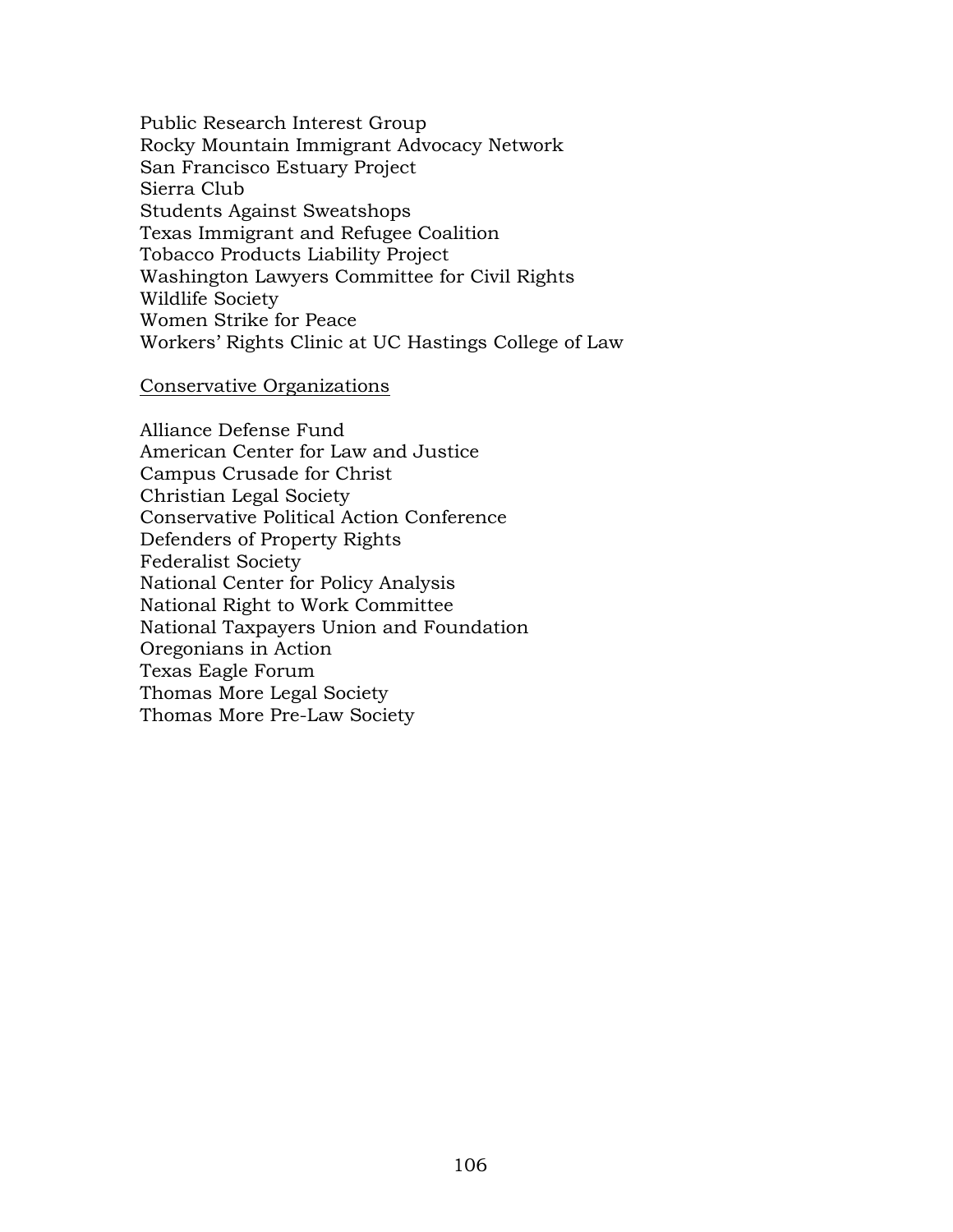Public Research Interest Group
Rocky Mountain Immigrant Advocacy Network
San Francisco Estuary Project
Sierra Club
Students Against Sweatshops
Texas Immigrant and Refugee Coalition
Tobacco Products Liability Project
Washington Lawyers Committee for Civil Rights
Wildlife Society
Women Strike for Peace
Workers' Rights Clinic at UC Hastings College of Law

<u>Conservative Organizations</u>

Alliance Defense Fund
American Center for Law and Justice
Campus Crusade for Christ
Christian Legal Society
Conservative Political Action Conference
Defenders of Property Rights
Federalist Society
National Center for Policy Analysis
National Right to Work Committee
National Taxpayers Union and Foundation
Oregonians in Action
Texas Eagle Forum
Thomas More Legal Society
Thomas More Pre-Law Society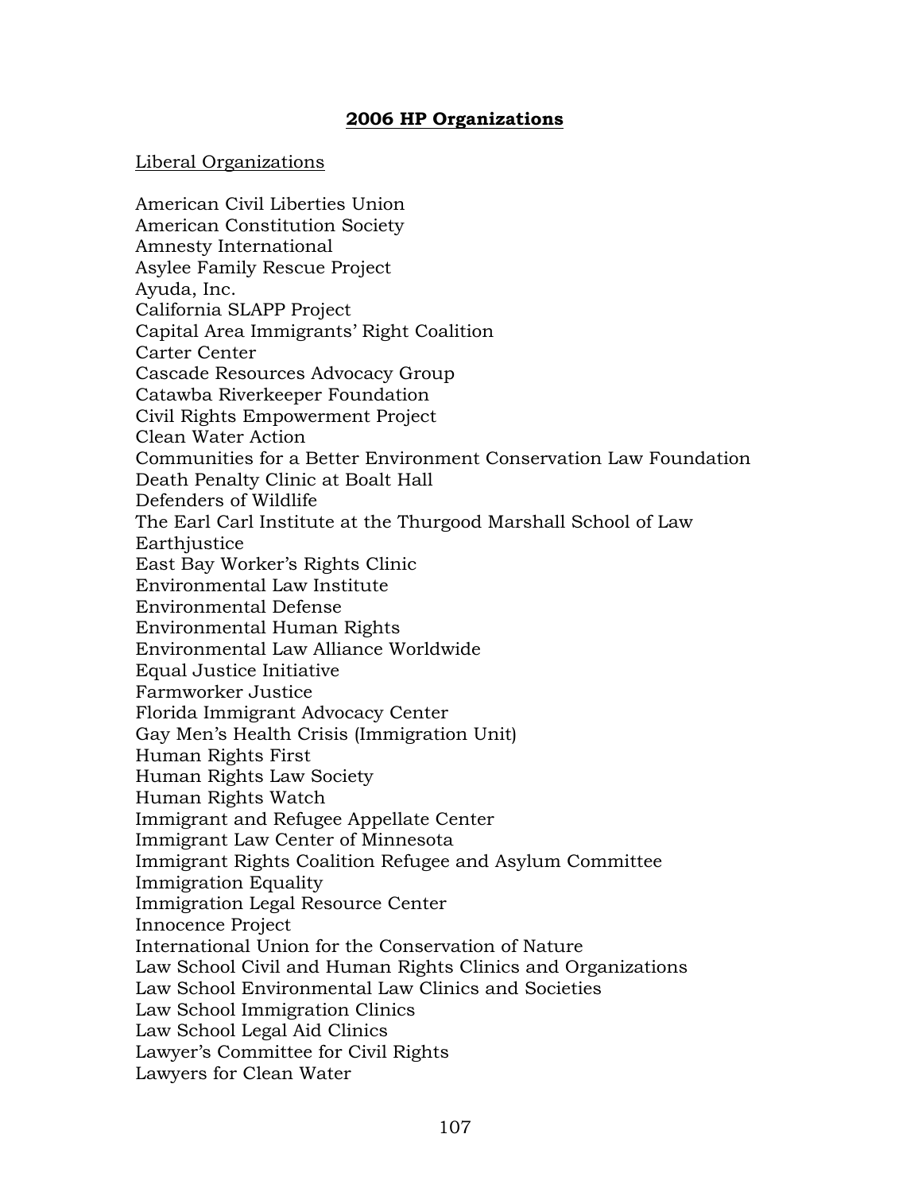**2006 HP Organizations**

Liberal Organizations

American Civil Liberties Union
American Constitution Society
Amnesty International
Asylee Family Rescue Project
Ayuda, Inc.
California SLAPP Project
Capital Area Immigrants' Right Coalition
Carter Center
Cascade Resources Advocacy Group
Catawba Riverkeeper Foundation
Civil Rights Empowerment Project
Clean Water Action
Communities for a Better Environment Conservation Law Foundation
Death Penalty Clinic at Boalt Hall
Defenders of Wildlife
The Earl Carl Institute at the Thurgood Marshall School of Law
Earthjustice
East Bay Worker's Rights Clinic
Environmental Law Institute
Environmental Defense
Environmental Human Rights
Environmental Law Alliance Worldwide
Equal Justice Initiative
Farmworker Justice
Florida Immigrant Advocacy Center
Gay Men's Health Crisis (Immigration Unit)
Human Rights First
Human Rights Law Society
Human Rights Watch
Immigrant and Refugee Appellate Center
Immigrant Law Center of Minnesota
Immigrant Rights Coalition Refugee and Asylum Committee
Immigration Equality
Immigration Legal Resource Center
Innocence Project
International Union for the Conservation of Nature
Law School Civil and Human Rights Clinics and Organizations
Law School Environmental Law Clinics and Societies
Law School Immigration Clinics
Law School Legal Aid Clinics
Lawyer's Committee for Civil Rights
Lawyers for Clean Water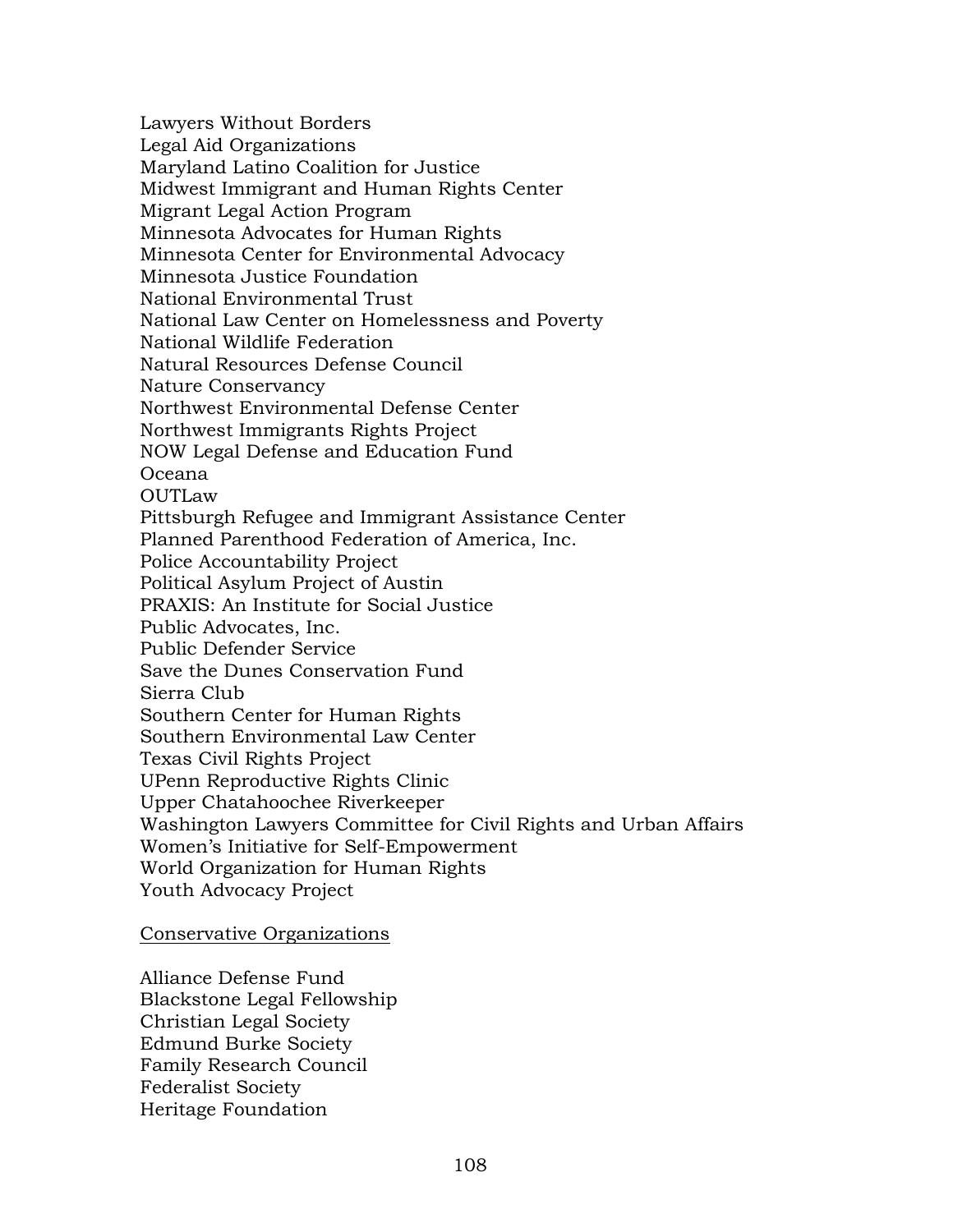Lawyers Without Borders
Legal Aid Organizations
Maryland Latino Coalition for Justice
Midwest Immigrant and Human Rights Center
Migrant Legal Action Program
Minnesota Advocates for Human Rights
Minnesota Center for Environmental Advocacy
Minnesota Justice Foundation
National Environmental Trust
National Law Center on Homelessness and Poverty
National Wildlife Federation
Natural Resources Defense Council
Nature Conservancy
Northwest Environmental Defense Center
Northwest Immigrants Rights Project
NOW Legal Defense and Education Fund
Oceana
OUTLaw
Pittsburgh Refugee and Immigrant Assistance Center
Planned Parenthood Federation of America, Inc.
Police Accountability Project
Political Asylum Project of Austin
PRAXIS: An Institute for Social Justice
Public Advocates, Inc.
Public Defender Service
Save the Dunes Conservation Fund
Sierra Club
Southern Center for Human Rights
Southern Environmental Law Center
Texas Civil Rights Project
UPenn Reproductive Rights Clinic
Upper Chatahoochee Riverkeeper
Washington Lawyers Committee for Civil Rights and Urban Affairs
Women's Initiative for Self-Empowerment
World Organization for Human Rights
Youth Advocacy Project

<u>Conservative Organizations</u>

Alliance Defense Fund
Blackstone Legal Fellowship
Christian Legal Society
Edmund Burke Society
Family Research Council
Federalist Society
Heritage Foundation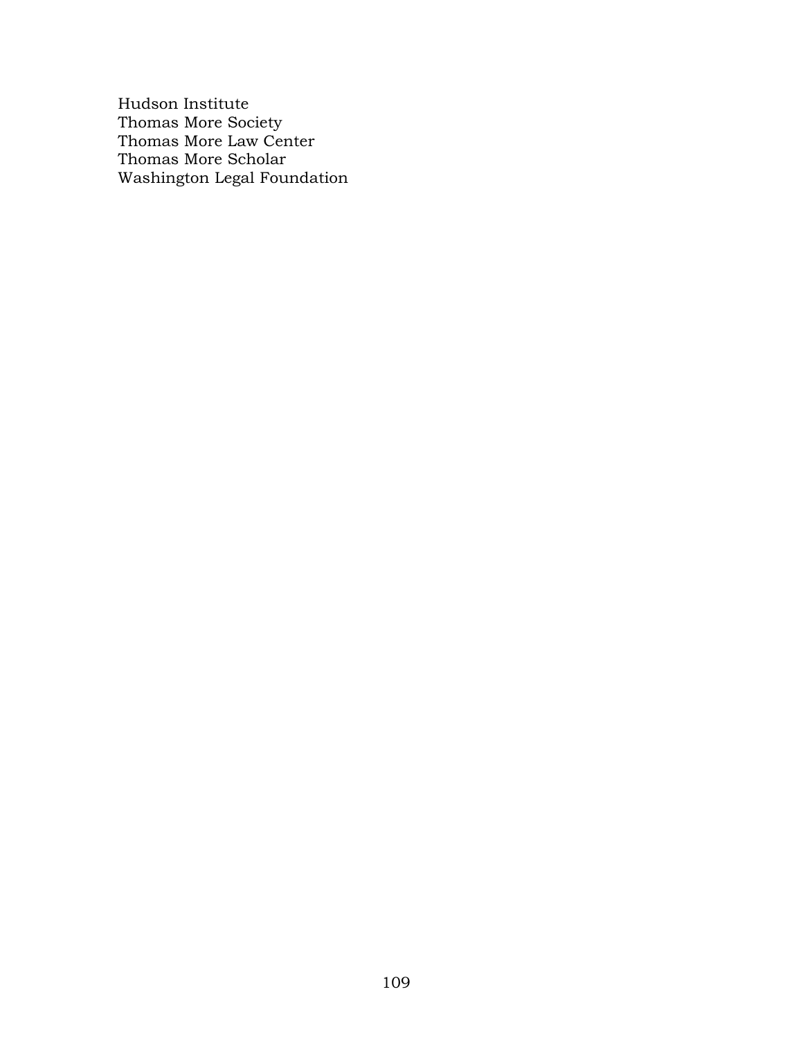Hudson Institute
Thomas More Society
Thomas More Law Center
Thomas More Scholar
Washington Legal Foundation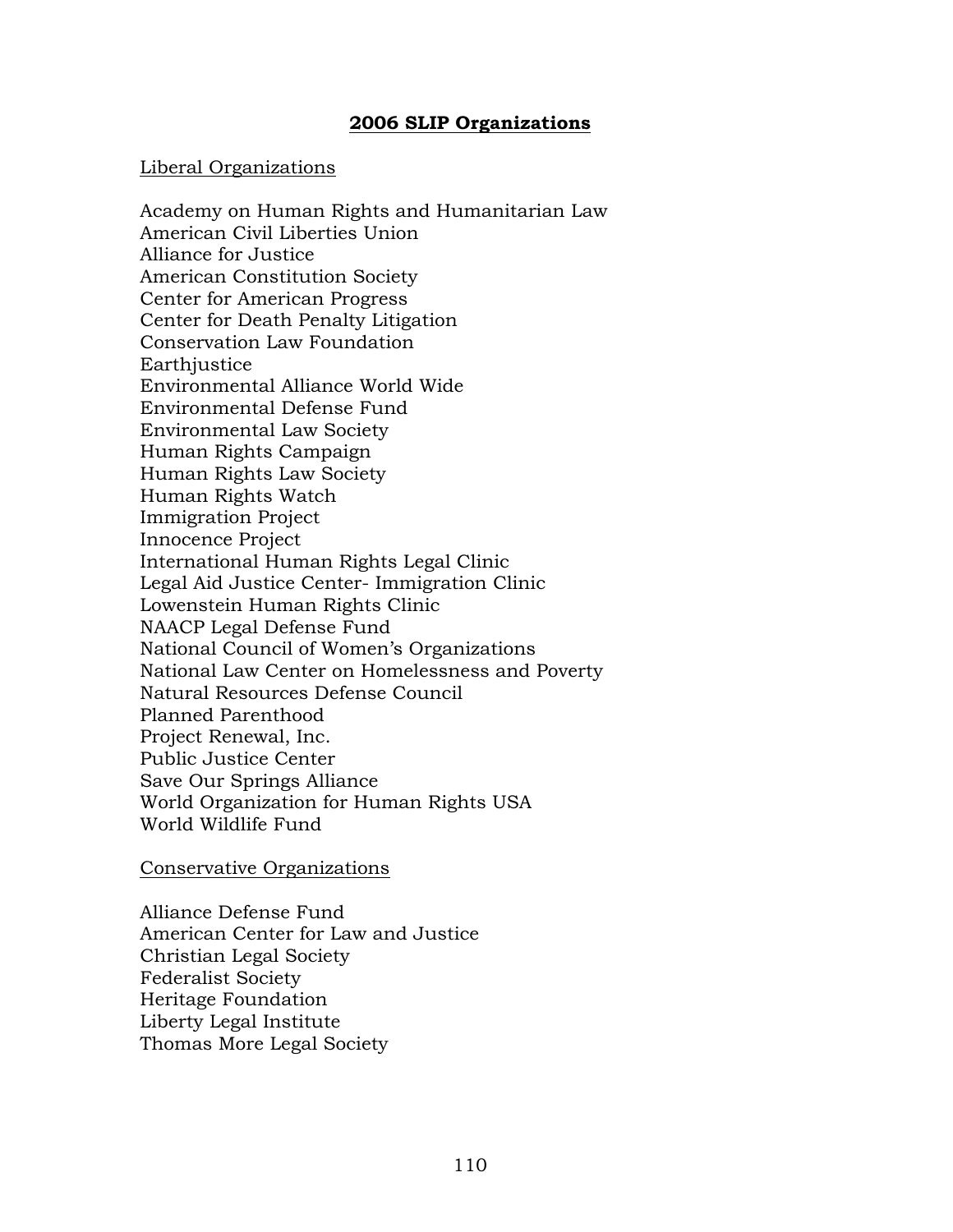## 2006 SLIP Organizations

Liberal Organizations

Academy on Human Rights and Humanitarian Law
American Civil Liberties Union
Alliance for Justice
American Constitution Society
Center for American Progress
Center for Death Penalty Litigation
Conservation Law Foundation
Earthjustice
Environmental Alliance World Wide
Environmental Defense Fund
Environmental Law Society
Human Rights Campaign
Human Rights Law Society
Human Rights Watch
Immigration Project
Innocence Project
International Human Rights Legal Clinic
Legal Aid Justice Center- Immigration Clinic
Lowenstein Human Rights Clinic
NAACP Legal Defense Fund
National Council of Women's Organizations
National Law Center on Homelessness and Poverty
Natural Resources Defense Council
Planned Parenthood
Project Renewal, Inc.
Public Justice Center
Save Our Springs Alliance
World Organization for Human Rights USA
World Wildlife Fund

Conservative Organizations

Alliance Defense Fund
American Center for Law and Justice
Christian Legal Society
Federalist Society
Heritage Foundation
Liberty Legal Institute
Thomas More Legal Society